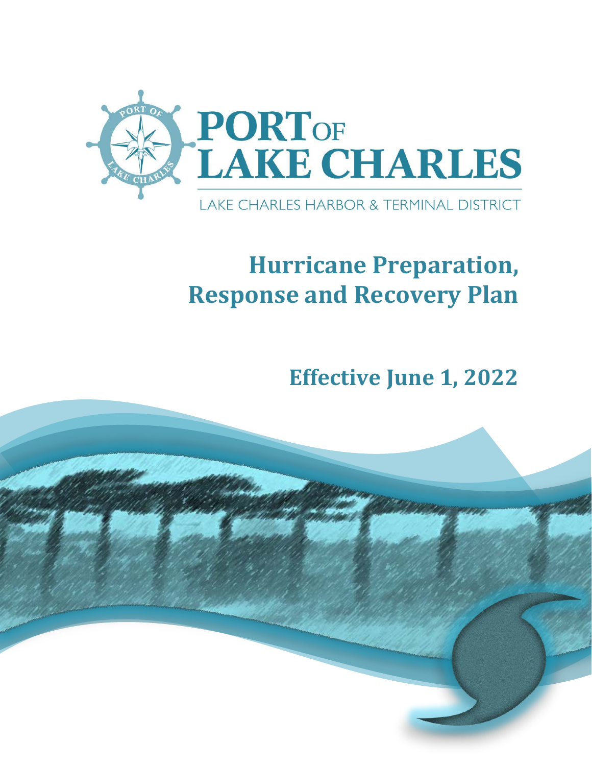# PORT OF LAKE CHARLES

LAKE CHARLES HARBOR & TERMINAL DISTRICT

# Hurricane Preparation, Response and Recovery Plan

## Effective June 1, 2022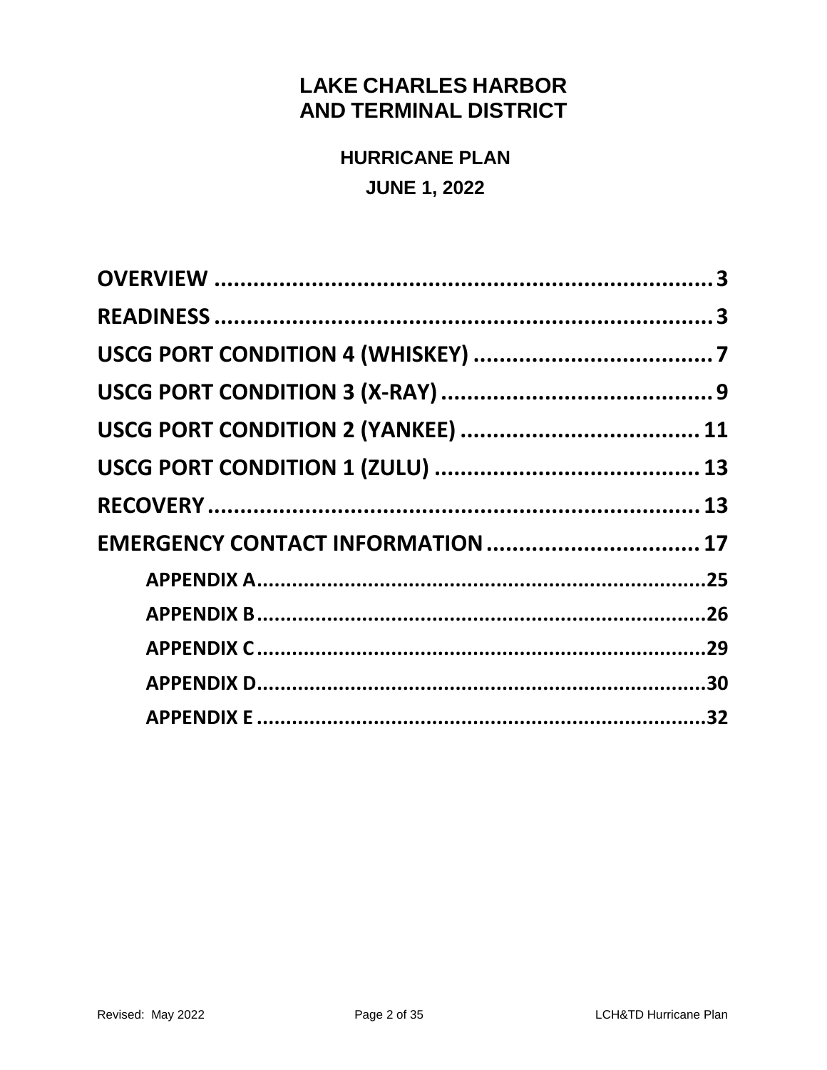# LAKE CHARLES HARBOR AND TERMINAL DISTRICT

## HURRICANE PLAN

## JUNE 1, 2022

**OVERVIEW** ............................................................ 3

**READINESS** ............................................................ 3

**USCG PORT CONDITION 4 (WHISKEY)** ............................................................ 7

**USCG PORT CONDITION 3 (X-RAY)** ............................................................ 9

**USCG PORT CONDITION 2 (YANKEE)** ............................................................ 11

**USCG PORT CONDITION 1 (ZULU)** ............................................................ 13

**RECOVERY** ............................................................ 13

**EMERGENCY CONTACT INFORMATION** ............................................................ 17

- **APPENDIX A** ............................................................ 25
- **APPENDIX B** ............................................................ 26
- **APPENDIX C** ............................................................ 29
- **APPENDIX D** ............................................................ 30
- **APPENDIX E** ............................................................ 32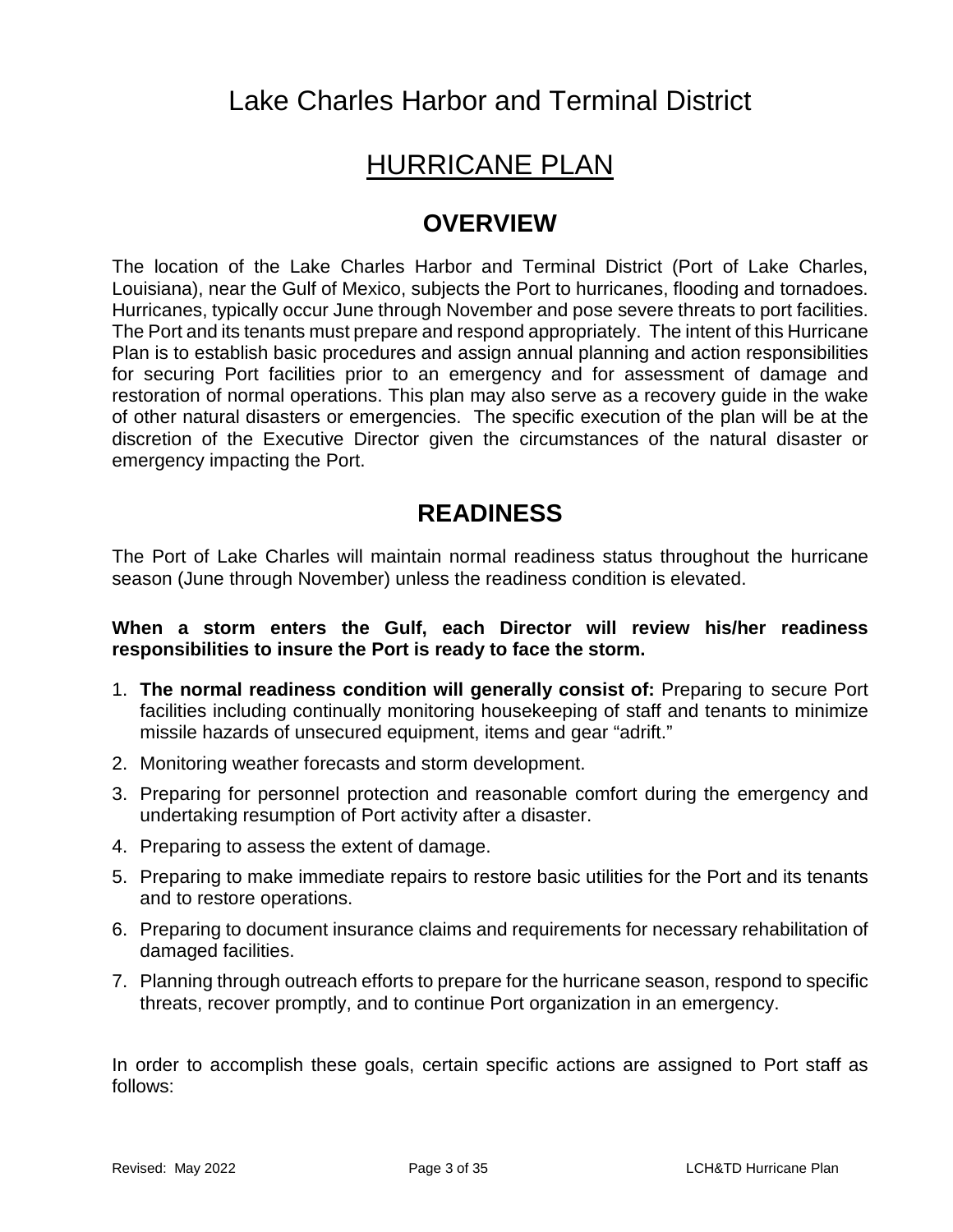# Lake Charles Harbor and Terminal District

## HURRICANE PLAN

## OVERVIEW

The location of the Lake Charles Harbor and Terminal District (Port of Lake Charles, Louisiana), near the Gulf of Mexico, subjects the Port to hurricanes, flooding and tornadoes. Hurricanes, typically occur June through November and pose severe threats to port facilities. The Port and its tenants must prepare and respond appropriately. The intent of this Hurricane Plan is to establish basic procedures and assign annual planning and action responsibilities for securing Port facilities prior to an emergency and for assessment of damage and restoration of normal operations. This plan may also serve as a recovery guide in the wake of other natural disasters or emergencies. The specific execution of the plan will be at the discretion of the Executive Director given the circumstances of the natural disaster or emergency impacting the Port.

## READINESS

The Port of Lake Charles will maintain normal readiness status throughout the hurricane season (June through November) unless the readiness condition is elevated.

**When a storm enters the Gulf, each Director will review his/her readiness responsibilities to insure the Port is ready to face the storm.**

1. **The normal readiness condition will generally consist of:** Preparing to secure Port facilities including continually monitoring housekeeping of staff and tenants to minimize missile hazards of unsecured equipment, items and gear "adrift."
2. Monitoring weather forecasts and storm development.
3. Preparing for personnel protection and reasonable comfort during the emergency and undertaking resumption of Port activity after a disaster.
4. Preparing to assess the extent of damage.
5. Preparing to make immediate repairs to restore basic utilities for the Port and its tenants and to restore operations.
6. Preparing to document insurance claims and requirements for necessary rehabilitation of damaged facilities.
7. Planning through outreach efforts to prepare for the hurricane season, respond to specific threats, recover promptly, and to continue Port organization in an emergency.

In order to accomplish these goals, certain specific actions are assigned to Port staff as follows: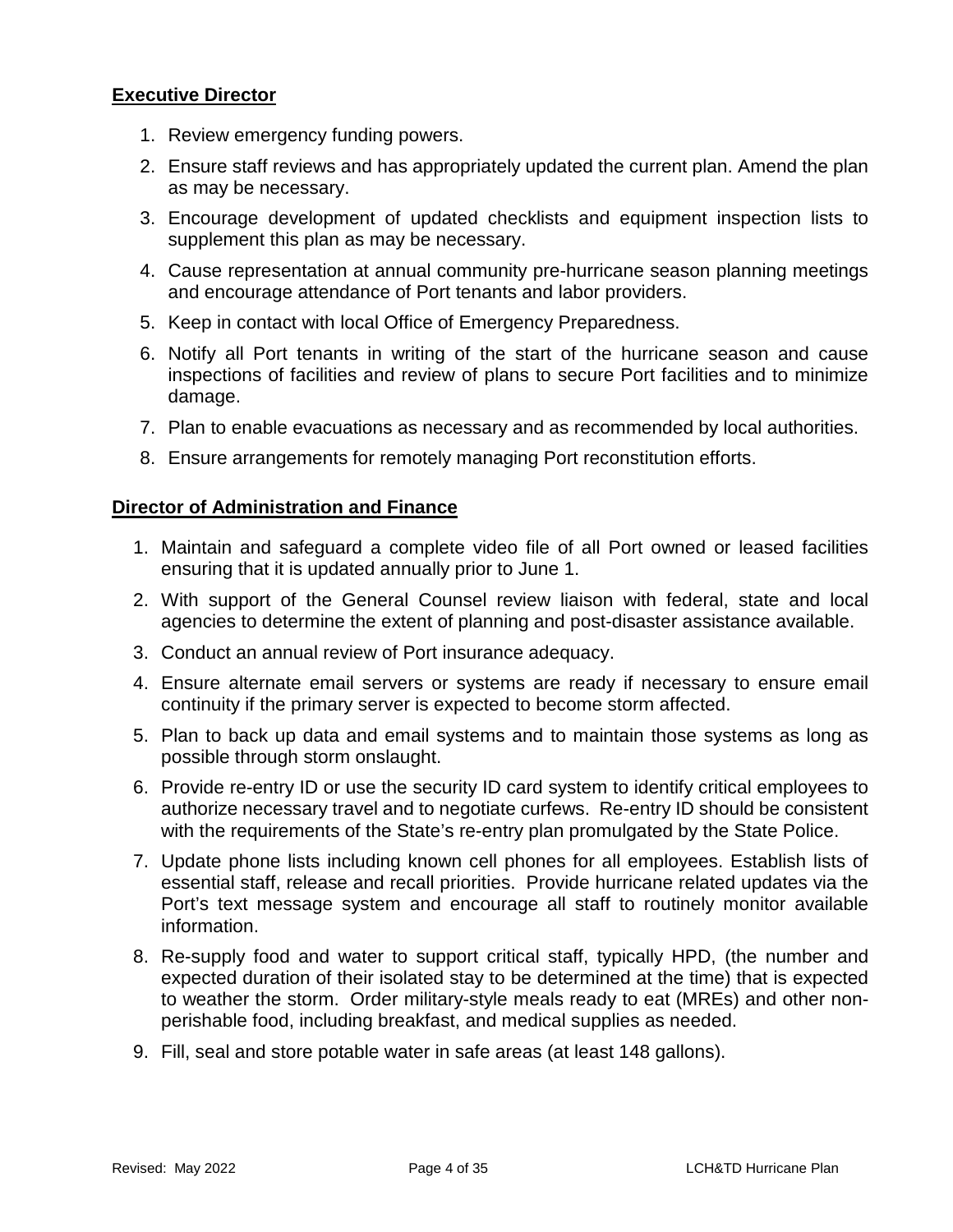**Executive Director**

1. Review emergency funding powers.
2. Ensure staff reviews and has appropriately updated the current plan. Amend the plan as may be necessary.
3. Encourage development of updated checklists and equipment inspection lists to supplement this plan as may be necessary.
4. Cause representation at annual community pre-hurricane season planning meetings and encourage attendance of Port tenants and labor providers.
5. Keep in contact with local Office of Emergency Preparedness.
6. Notify all Port tenants in writing of the start of the hurricane season and cause inspections of facilities and review of plans to secure Port facilities and to minimize damage.
7. Plan to enable evacuations as necessary and as recommended by local authorities.
8. Ensure arrangements for remotely managing Port reconstitution efforts.

**Director of Administration and Finance**

1. Maintain and safeguard a complete video file of all Port owned or leased facilities ensuring that it is updated annually prior to June 1.
2. With support of the General Counsel review liaison with federal, state and local agencies to determine the extent of planning and post-disaster assistance available.
3. Conduct an annual review of Port insurance adequacy.
4. Ensure alternate email servers or systems are ready if necessary to ensure email continuity if the primary server is expected to become storm affected.
5. Plan to back up data and email systems and to maintain those systems as long as possible through storm onslaught.
6. Provide re-entry ID or use the security ID card system to identify critical employees to authorize necessary travel and to negotiate curfews. Re-entry ID should be consistent with the requirements of the State's re-entry plan promulgated by the State Police.
7. Update phone lists including known cell phones for all employees. Establish lists of essential staff, release and recall priorities. Provide hurricane related updates via the Port's text message system and encourage all staff to routinely monitor available information.
8. Re-supply food and water to support critical staff, typically HPD, (the number and expected duration of their isolated stay to be determined at the time) that is expected to weather the storm. Order military-style meals ready to eat (MREs) and other non-perishable food, including breakfast, and medical supplies as needed.
9. Fill, seal and store potable water in safe areas (at least 148 gallons).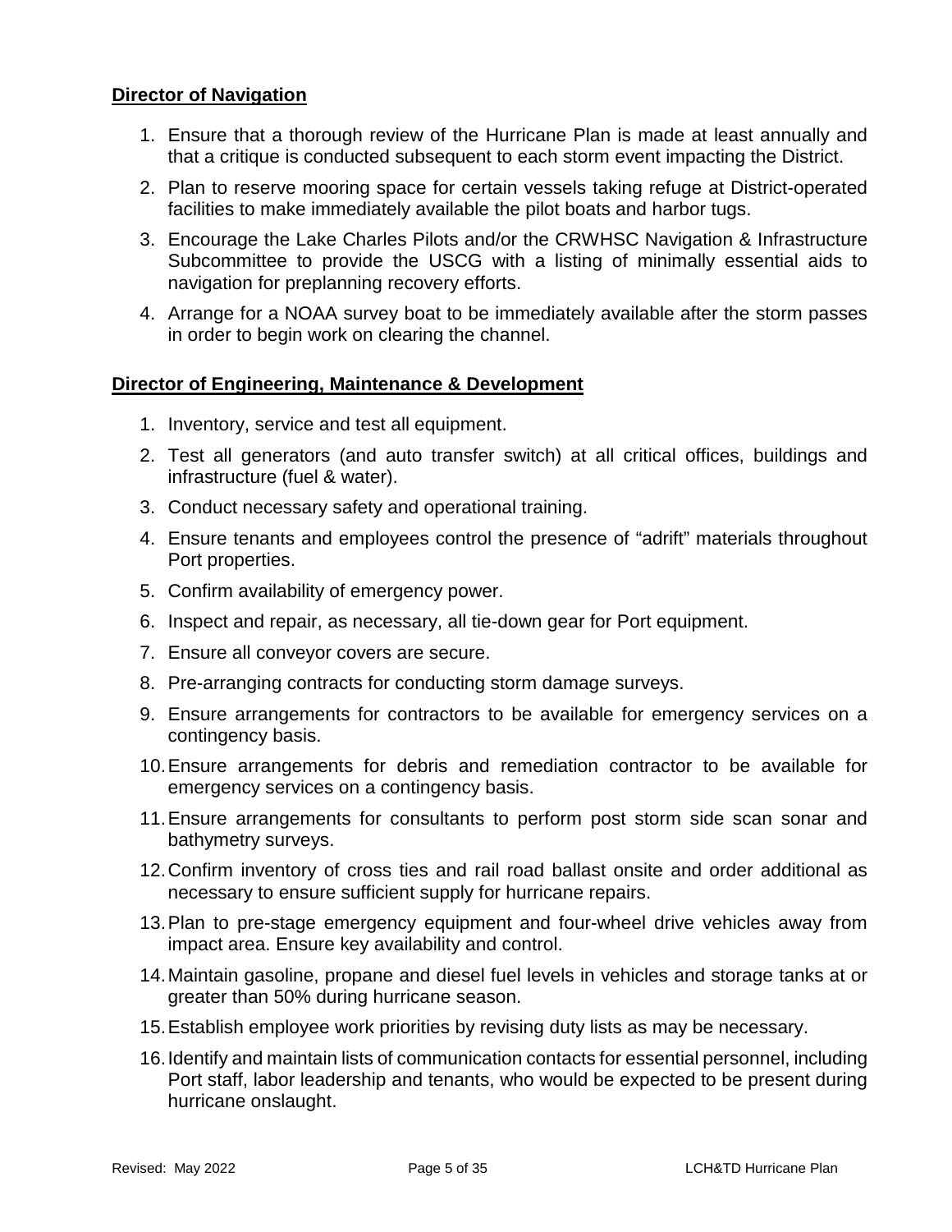**Director of Navigation**

1. Ensure that a thorough review of the Hurricane Plan is made at least annually and that a critique is conducted subsequent to each storm event impacting the District.
2. Plan to reserve mooring space for certain vessels taking refuge at District-operated facilities to make immediately available the pilot boats and harbor tugs.
3. Encourage the Lake Charles Pilots and/or the CRWHSC Navigation & Infrastructure Subcommittee to provide the USCG with a listing of minimally essential aids to navigation for preplanning recovery efforts.
4. Arrange for a NOAA survey boat to be immediately available after the storm passes in order to begin work on clearing the channel.

**Director of Engineering, Maintenance & Development**

1. Inventory, service and test all equipment.
2. Test all generators (and auto transfer switch) at all critical offices, buildings and infrastructure (fuel & water).
3. Conduct necessary safety and operational training.
4. Ensure tenants and employees control the presence of "adrift" materials throughout Port properties.
5. Confirm availability of emergency power.
6. Inspect and repair, as necessary, all tie-down gear for Port equipment.
7. Ensure all conveyor covers are secure.
8. Pre-arranging contracts for conducting storm damage surveys.
9. Ensure arrangements for contractors to be available for emergency services on a contingency basis.
10. Ensure arrangements for debris and remediation contractor to be available for emergency services on a contingency basis.
11. Ensure arrangements for consultants to perform post storm side scan sonar and bathymetry surveys.
12. Confirm inventory of cross ties and rail road ballast onsite and order additional as necessary to ensure sufficient supply for hurricane repairs.
13. Plan to pre-stage emergency equipment and four-wheel drive vehicles away from impact area. Ensure key availability and control.
14. Maintain gasoline, propane and diesel fuel levels in vehicles and storage tanks at or greater than 50% during hurricane season.
15. Establish employee work priorities by revising duty lists as may be necessary.
16. Identify and maintain lists of communication contacts for essential personnel, including Port staff, labor leadership and tenants, who would be expected to be present during hurricane onslaught.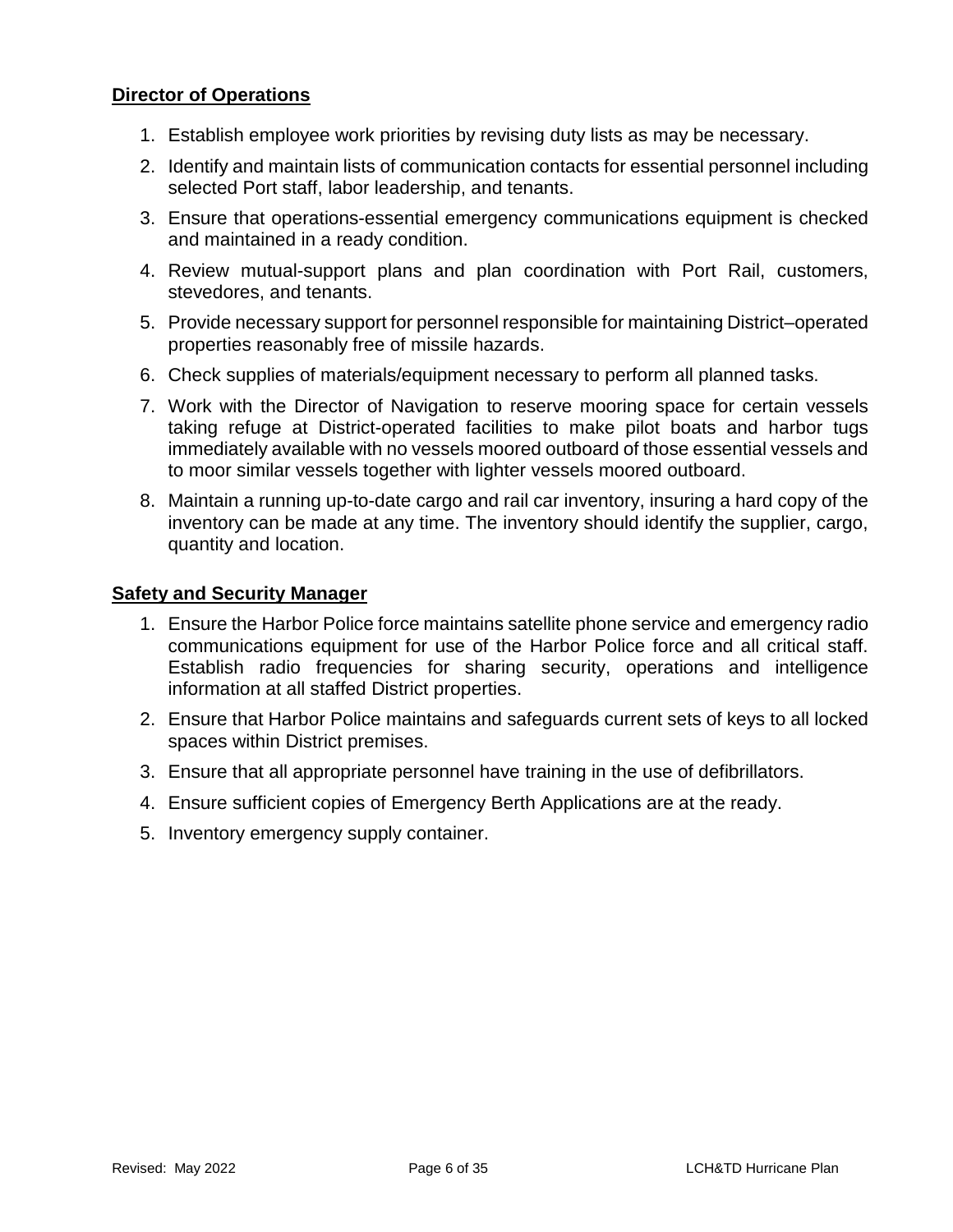**Director of Operations**

1. Establish employee work priorities by revising duty lists as may be necessary.
2. Identify and maintain lists of communication contacts for essential personnel including selected Port staff, labor leadership, and tenants.
3. Ensure that operations-essential emergency communications equipment is checked and maintained in a ready condition.
4. Review mutual-support plans and plan coordination with Port Rail, customers, stevedores, and tenants.
5. Provide necessary support for personnel responsible for maintaining District–operated properties reasonably free of missile hazards.
6. Check supplies of materials/equipment necessary to perform all planned tasks.
7. Work with the Director of Navigation to reserve mooring space for certain vessels taking refuge at District-operated facilities to make pilot boats and harbor tugs immediately available with no vessels moored outboard of those essential vessels and to moor similar vessels together with lighter vessels moored outboard.
8. Maintain a running up-to-date cargo and rail car inventory, insuring a hard copy of the inventory can be made at any time. The inventory should identify the supplier, cargo, quantity and location.

**Safety and Security Manager**

1. Ensure the Harbor Police force maintains satellite phone service and emergency radio communications equipment for use of the Harbor Police force and all critical staff. Establish radio frequencies for sharing security, operations and intelligence information at all staffed District properties.
2. Ensure that Harbor Police maintains and safeguards current sets of keys to all locked spaces within District premises.
3. Ensure that all appropriate personnel have training in the use of defibrillators.
4. Ensure sufficient copies of Emergency Berth Applications are at the ready.
5. Inventory emergency supply container.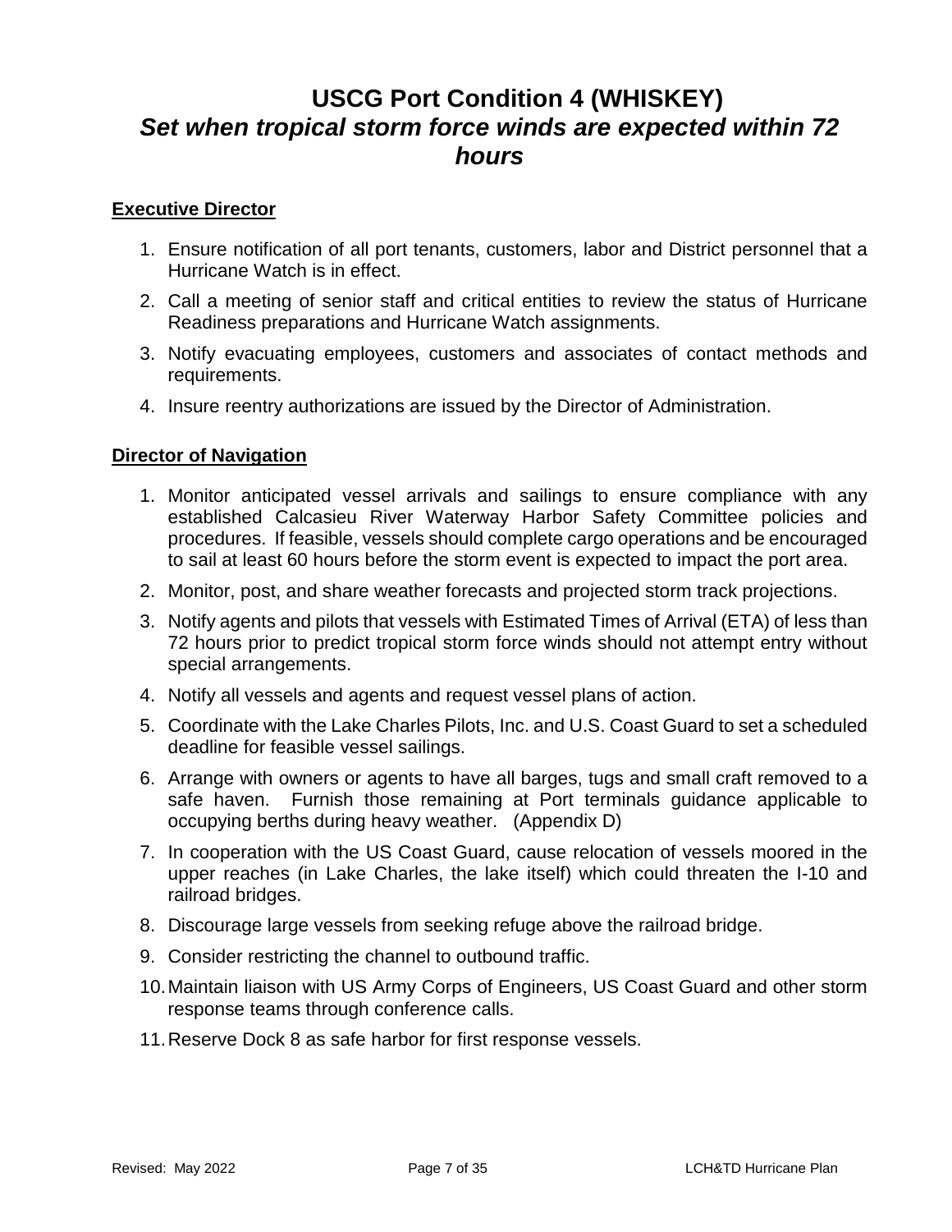# USCG Port Condition 4 (WHISKEY)

## *Set when tropical storm force winds are expected within 72 hours*

**Executive Director**

1. Ensure notification of all port tenants, customers, labor and District personnel that a Hurricane Watch is in effect.
2. Call a meeting of senior staff and critical entities to review the status of Hurricane Readiness preparations and Hurricane Watch assignments.
3. Notify evacuating employees, customers and associates of contact methods and requirements.
4. Insure reentry authorizations are issued by the Director of Administration.

**Director of Navigation**

1. Monitor anticipated vessel arrivals and sailings to ensure compliance with any established Calcasieu River Waterway Harbor Safety Committee policies and procedures. If feasible, vessels should complete cargo operations and be encouraged to sail at least 60 hours before the storm event is expected to impact the port area.
2. Monitor, post, and share weather forecasts and projected storm track projections.
3. Notify agents and pilots that vessels with Estimated Times of Arrival (ETA) of less than 72 hours prior to predict tropical storm force winds should not attempt entry without special arrangements.
4. Notify all vessels and agents and request vessel plans of action.
5. Coordinate with the Lake Charles Pilots, Inc. and U.S. Coast Guard to set a scheduled deadline for feasible vessel sailings.
6. Arrange with owners or agents to have all barges, tugs and small craft removed to a safe haven. Furnish those remaining at Port terminals guidance applicable to occupying berths during heavy weather. (Appendix D)
7. In cooperation with the US Coast Guard, cause relocation of vessels moored in the upper reaches (in Lake Charles, the lake itself) which could threaten the I-10 and railroad bridges.
8. Discourage large vessels from seeking refuge above the railroad bridge.
9. Consider restricting the channel to outbound traffic.
10. Maintain liaison with US Army Corps of Engineers, US Coast Guard and other storm response teams through conference calls.
11. Reserve Dock 8 as safe harbor for first response vessels.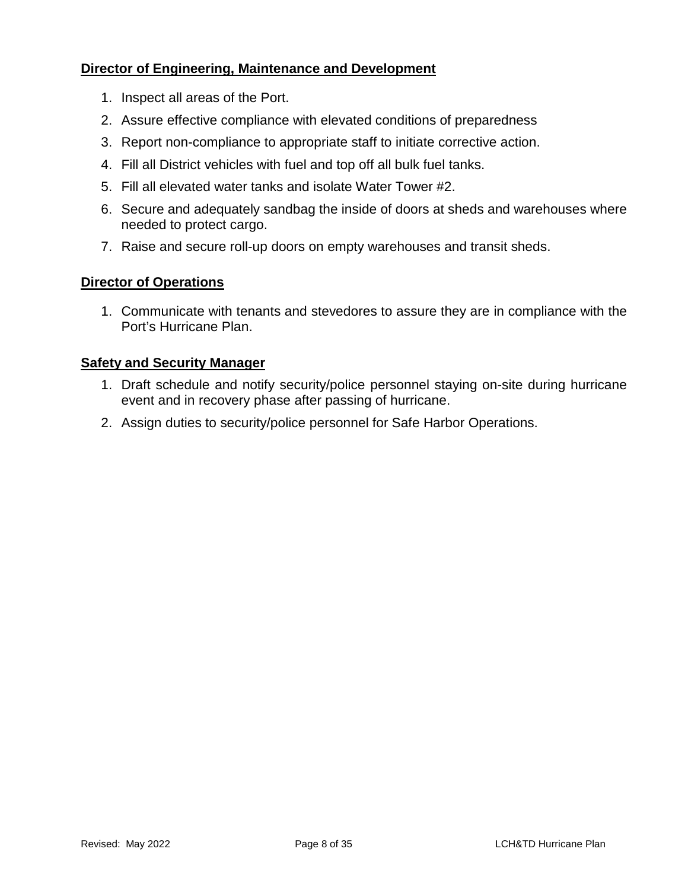**Director of Engineering, Maintenance and Development**

1. Inspect all areas of the Port.
2. Assure effective compliance with elevated conditions of preparedness
3. Report non-compliance to appropriate staff to initiate corrective action.
4. Fill all District vehicles with fuel and top off all bulk fuel tanks.
5. Fill all elevated water tanks and isolate Water Tower #2.
6. Secure and adequately sandbag the inside of doors at sheds and warehouses where needed to protect cargo.
7. Raise and secure roll-up doors on empty warehouses and transit sheds.

**Director of Operations**

1. Communicate with tenants and stevedores to assure they are in compliance with the Port's Hurricane Plan.

**Safety and Security Manager**

1. Draft schedule and notify security/police personnel staying on-site during hurricane event and in recovery phase after passing of hurricane.
2. Assign duties to security/police personnel for Safe Harbor Operations.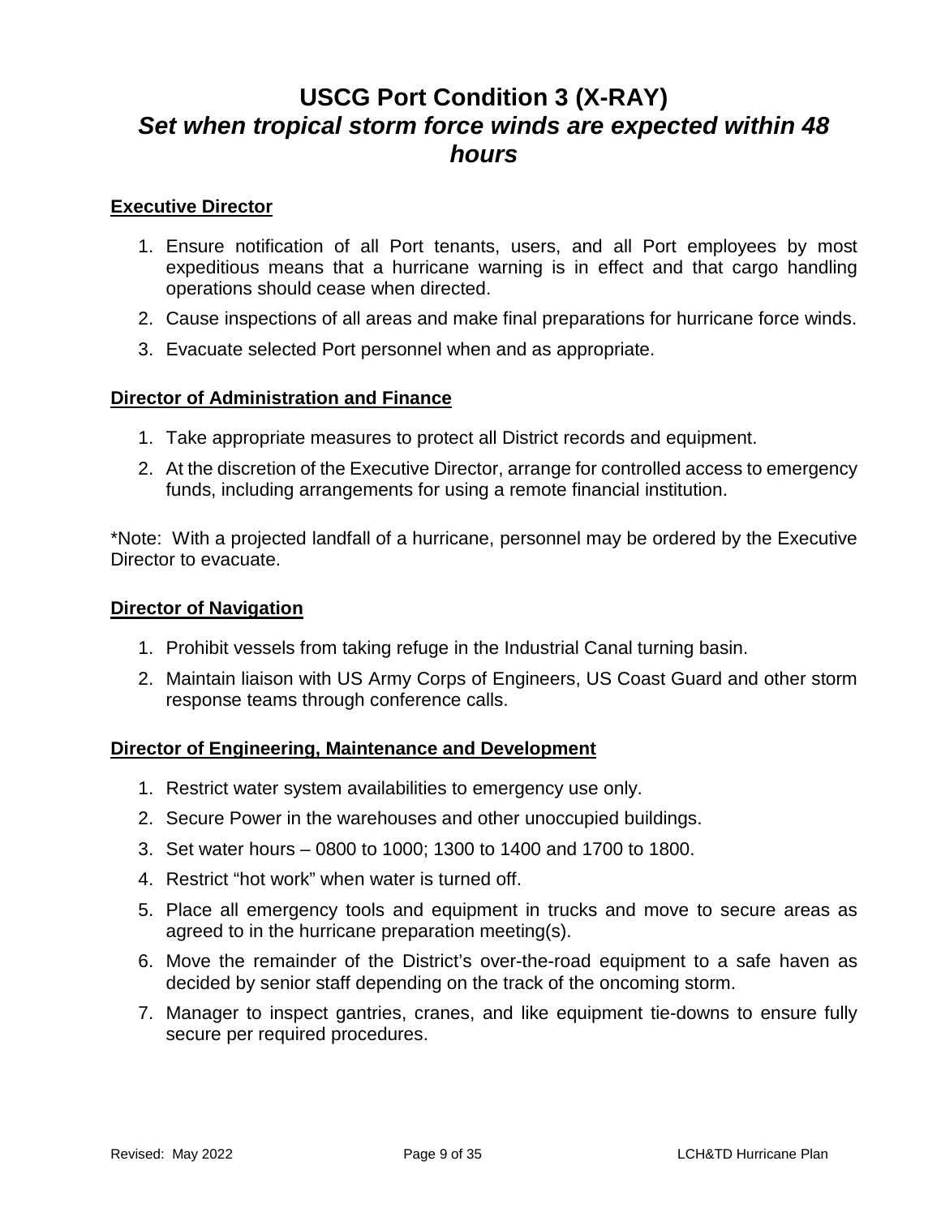# USCG Port Condition 3 (X-RAY)
## *Set when tropical storm force winds are expected within 48 hours*

**Executive Director**

1. Ensure notification of all Port tenants, users, and all Port employees by most expeditious means that a hurricane warning is in effect and that cargo handling operations should cease when directed.
2. Cause inspections of all areas and make final preparations for hurricane force winds.
3. Evacuate selected Port personnel when and as appropriate.

**Director of Administration and Finance**

1. Take appropriate measures to protect all District records and equipment.
2. At the discretion of the Executive Director, arrange for controlled access to emergency funds, including arrangements for using a remote financial institution.

*Note: With a projected landfall of a hurricane, personnel may be ordered by the Executive Director to evacuate.

**Director of Navigation**

1. Prohibit vessels from taking refuge in the Industrial Canal turning basin.
2. Maintain liaison with US Army Corps of Engineers, US Coast Guard and other storm response teams through conference calls.

**Director of Engineering, Maintenance and Development**

1. Restrict water system availabilities to emergency use only.
2. Secure Power in the warehouses and other unoccupied buildings.
3. Set water hours – 0800 to 1000; 1300 to 1400 and 1700 to 1800.
4. Restrict "hot work" when water is turned off.
5. Place all emergency tools and equipment in trucks and move to secure areas as agreed to in the hurricane preparation meeting(s).
6. Move the remainder of the District's over-the-road equipment to a safe haven as decided by senior staff depending on the track of the oncoming storm.
7. Manager to inspect gantries, cranes, and like equipment tie-downs to ensure fully secure per required procedures.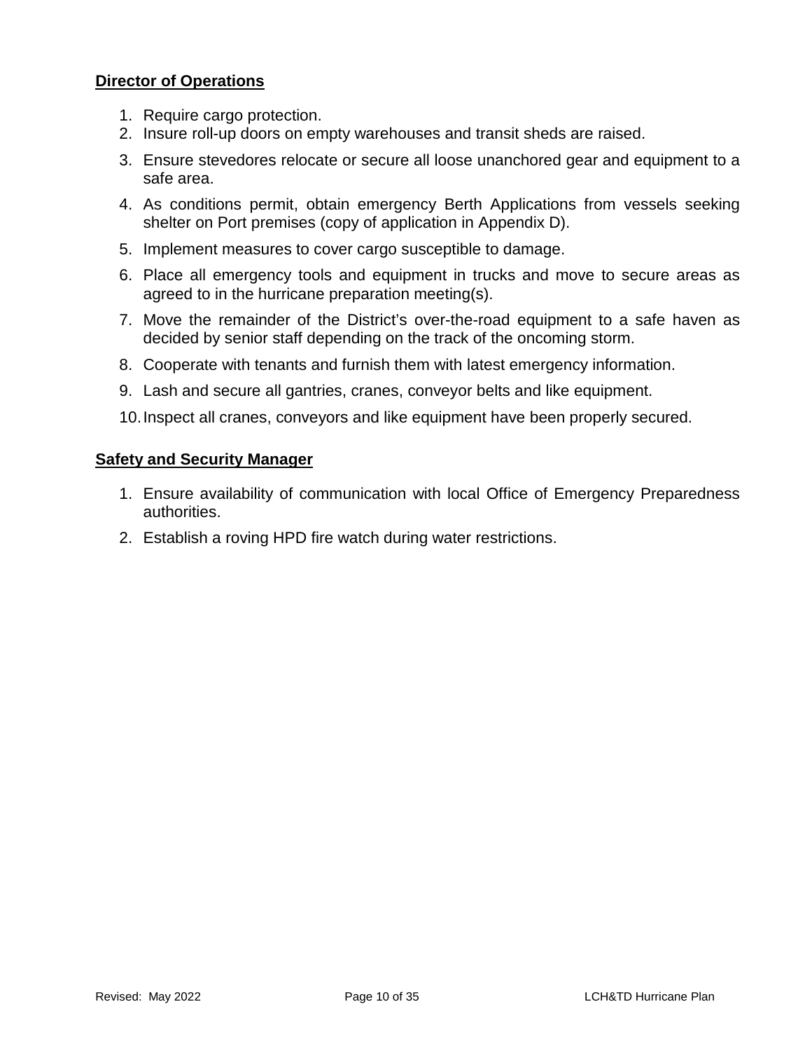**Director of Operations**

1. Require cargo protection.
2. Insure roll-up doors on empty warehouses and transit sheds are raised.
3. Ensure stevedores relocate or secure all loose unanchored gear and equipment to a safe area.
4. As conditions permit, obtain emergency Berth Applications from vessels seeking shelter on Port premises (copy of application in Appendix D).
5. Implement measures to cover cargo susceptible to damage.
6. Place all emergency tools and equipment in trucks and move to secure areas as agreed to in the hurricane preparation meeting(s).
7. Move the remainder of the District's over-the-road equipment to a safe haven as decided by senior staff depending on the track of the oncoming storm.
8. Cooperate with tenants and furnish them with latest emergency information.
9. Lash and secure all gantries, cranes, conveyor belts and like equipment.
10. Inspect all cranes, conveyors and like equipment have been properly secured.

**Safety and Security Manager**

1. Ensure availability of communication with local Office of Emergency Preparedness authorities.
2. Establish a roving HPD fire watch during water restrictions.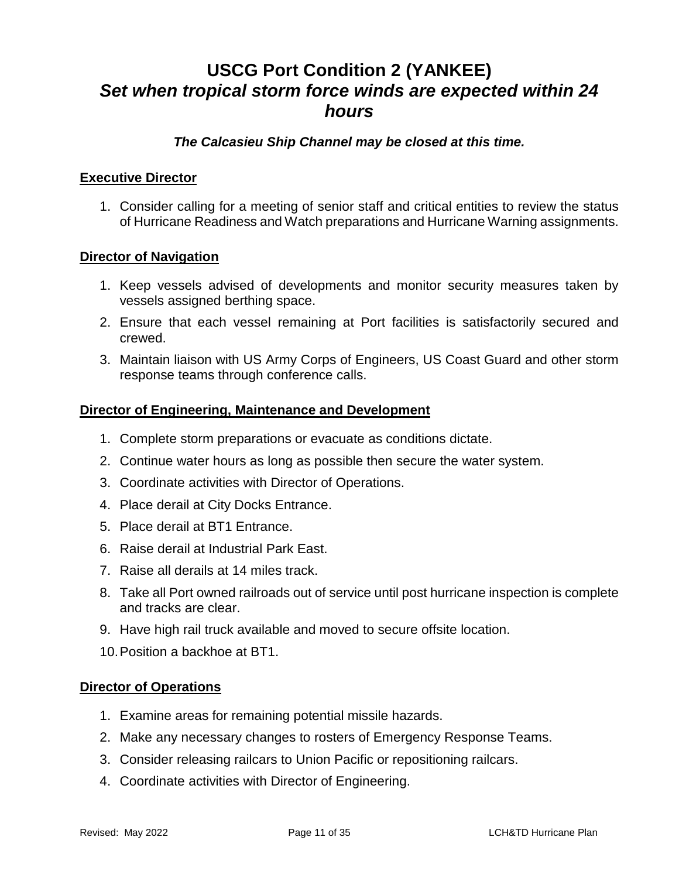# USCG Port Condition 2 (YANKEE)
## *Set when tropical storm force winds are expected within 24 hours*

***The Calcasieu Ship Channel may be closed at this time.***

**<u>Executive Director</u>**

1. Consider calling for a meeting of senior staff and critical entities to review the status of Hurricane Readiness and Watch preparations and Hurricane Warning assignments.

**<u>Director of Navigation</u>**

1. Keep vessels advised of developments and monitor security measures taken by vessels assigned berthing space.
2. Ensure that each vessel remaining at Port facilities is satisfactorily secured and crewed.
3. Maintain liaison with US Army Corps of Engineers, US Coast Guard and other storm response teams through conference calls.

**<u>Director of Engineering, Maintenance and Development</u>**

1. Complete storm preparations or evacuate as conditions dictate.
2. Continue water hours as long as possible then secure the water system.
3. Coordinate activities with Director of Operations.
4. Place derail at City Docks Entrance.
5. Place derail at BT1 Entrance.
6. Raise derail at Industrial Park East.
7. Raise all derails at 14 miles track.
8. Take all Port owned railroads out of service until post hurricane inspection is complete and tracks are clear.
9. Have high rail truck available and moved to secure offsite location.
10. Position a backhoe at BT1.

**<u>Director of Operations</u>**

1. Examine areas for remaining potential missile hazards.
2. Make any necessary changes to rosters of Emergency Response Teams.
3. Consider releasing railcars to Union Pacific or repositioning railcars.
4. Coordinate activities with Director of Engineering.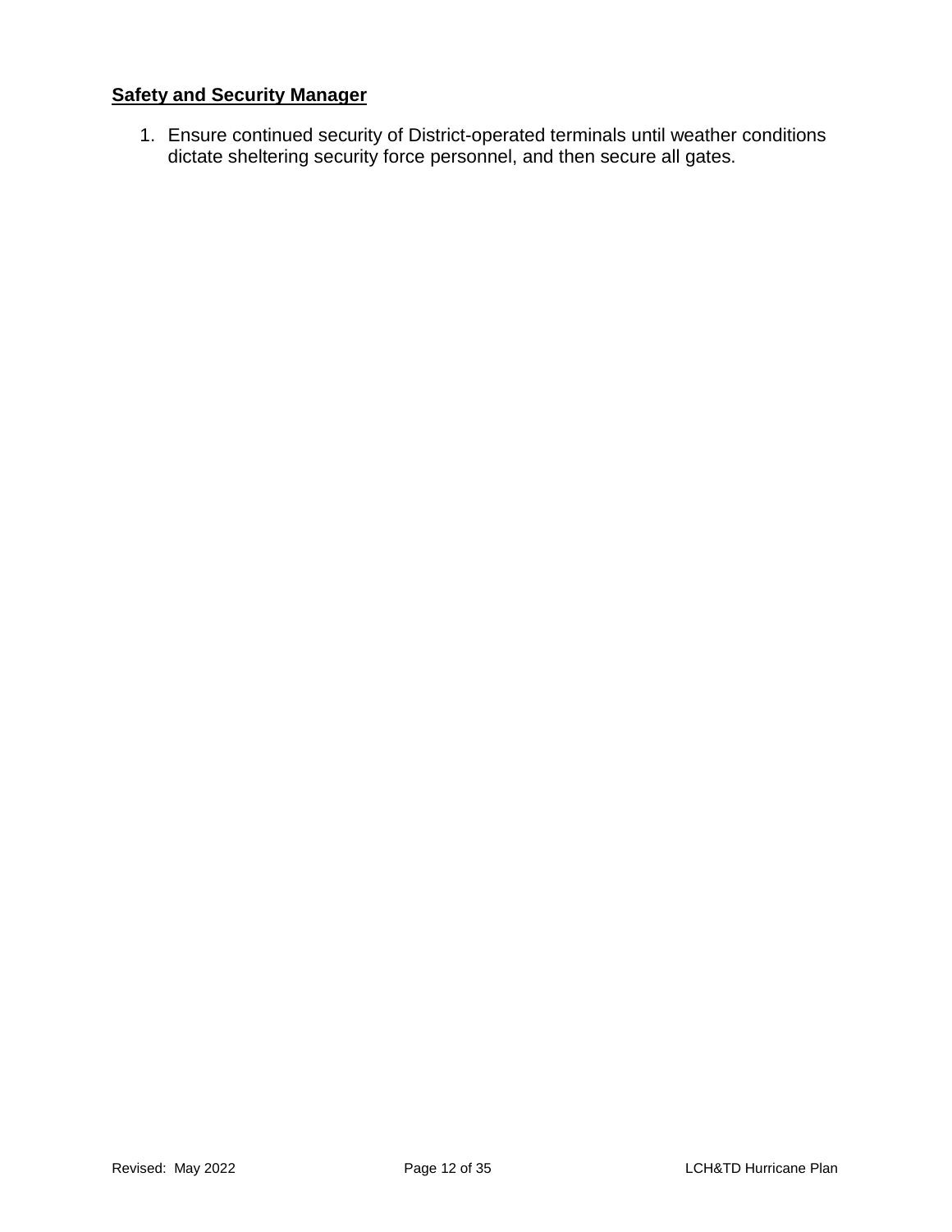**Safety and Security Manager**

1. Ensure continued security of District-operated terminals until weather conditions dictate sheltering security force personnel, and then secure all gates.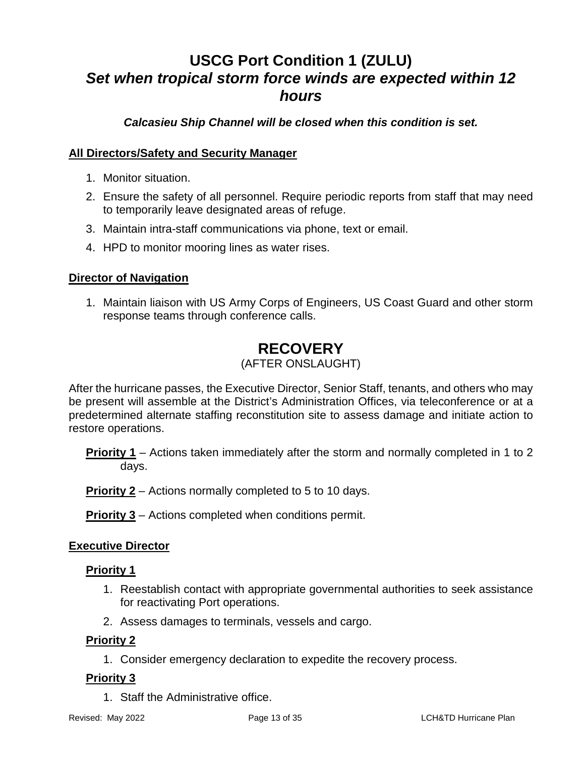# USCG Port Condition 1 (ZULU)

## *Set when tropical storm force winds are expected within 12 hours*

***Calcasieu Ship Channel will be closed when this condition is set.***

**All Directors/Safety and Security Manager**

1. Monitor situation.
2. Ensure the safety of all personnel. Require periodic reports from staff that may need to temporarily leave designated areas of refuge.
3. Maintain intra-staff communications via phone, text or email.
4. HPD to monitor mooring lines as water rises.

**Director of Navigation**

1. Maintain liaison with US Army Corps of Engineers, US Coast Guard and other storm response teams through conference calls.

# RECOVERY

(AFTER ONSLAUGHT)

After the hurricane passes, the Executive Director, Senior Staff, tenants, and others who may be present will assemble at the District's Administration Offices, via teleconference or at a predetermined alternate staffing reconstitution site to assess damage and initiate action to restore operations.

**Priority 1** – Actions taken immediately after the storm and normally completed in 1 to 2 days.

**Priority 2** – Actions normally completed to 5 to 10 days.

**Priority 3** – Actions completed when conditions permit.

**Executive Director**

**Priority 1**

1. Reestablish contact with appropriate governmental authorities to seek assistance for reactivating Port operations.
2. Assess damages to terminals, vessels and cargo.

**Priority 2**

1. Consider emergency declaration to expedite the recovery process.

**Priority 3**

1. Staff the Administrative office.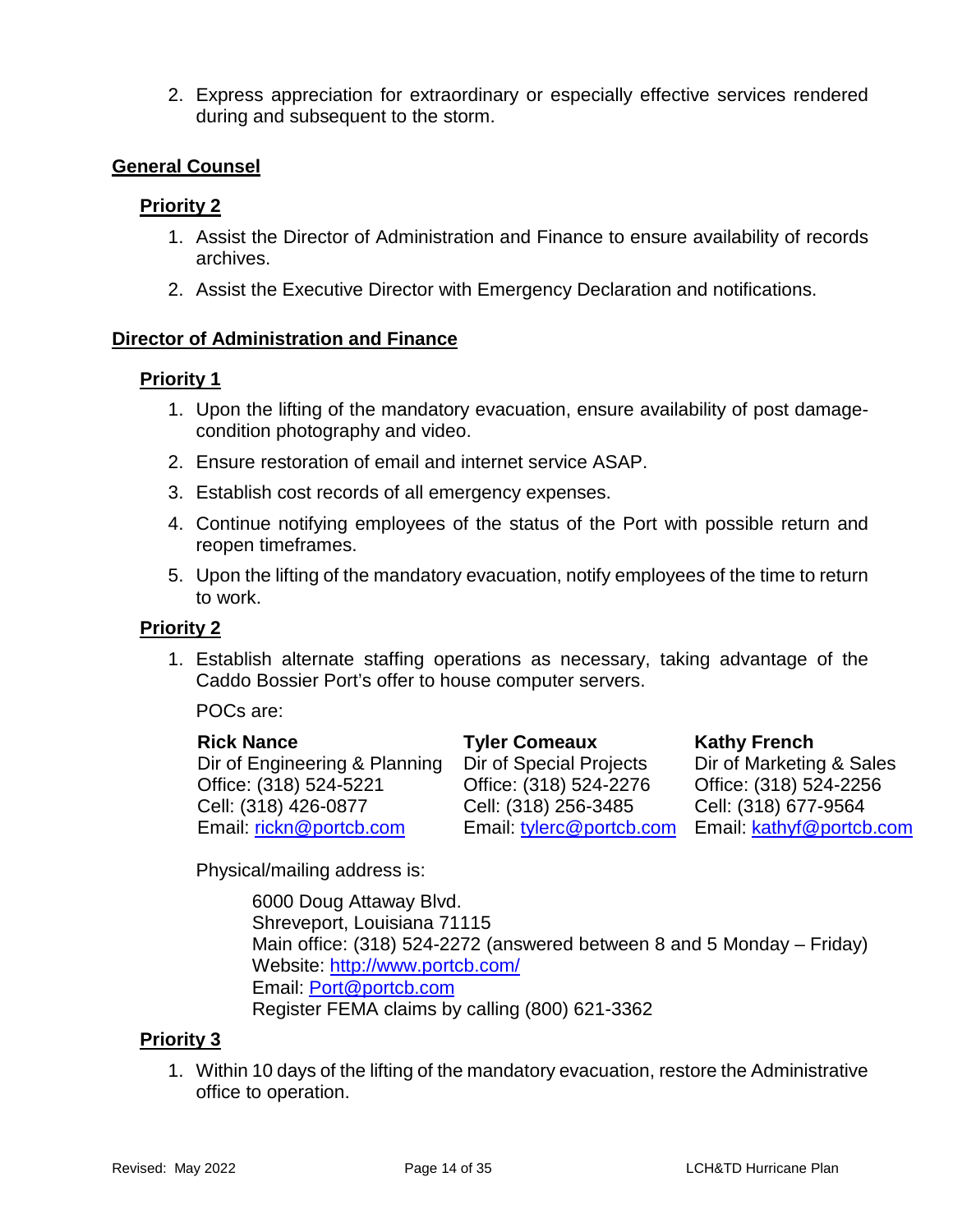2. Express appreciation for extraordinary or especially effective services rendered during and subsequent to the storm.

## General Counsel

### Priority 2

1. Assist the Director of Administration and Finance to ensure availability of records archives.
2. Assist the Executive Director with Emergency Declaration and notifications.

## Director of Administration and Finance

### Priority 1

1. Upon the lifting of the mandatory evacuation, ensure availability of post damage-condition photography and video.
2. Ensure restoration of email and internet service ASAP.
3. Establish cost records of all emergency expenses.
4. Continue notifying employees of the status of the Port with possible return and reopen timeframes.
5. Upon the lifting of the mandatory evacuation, notify employees of the time to return to work.

### Priority 2

1. Establish alternate staffing operations as necessary, taking advantage of the Caddo Bossier Port's offer to house computer servers.

   POCs are:

   **Rick Nance**
   Dir of Engineering & Planning
   Office: (318) 524-5221
   Cell: (318) 426-0877
   Email: rickn@portcb.com

   **Tyler Comeaux**
   Dir of Special Projects
   Office: (318) 524-2276
   Cell: (318) 256-3485
   Email: tylerc@portcb.com

   **Kathy French**
   Dir of Marketing & Sales
   Office: (318) 524-2256
   Cell: (318) 677-9564
   Email: kathyf@portcb.com

   Physical/mailing address is:

   6000 Doug Attaway Blvd.
   Shreveport, Louisiana 71115
   Main office: (318) 524-2272 (answered between 8 and 5 Monday – Friday)
   Website: http://www.portcb.com/
   Email: Port@portcb.com
   Register FEMA claims by calling (800) 621-3362

### Priority 3

1. Within 10 days of the lifting of the mandatory evacuation, restore the Administrative office to operation.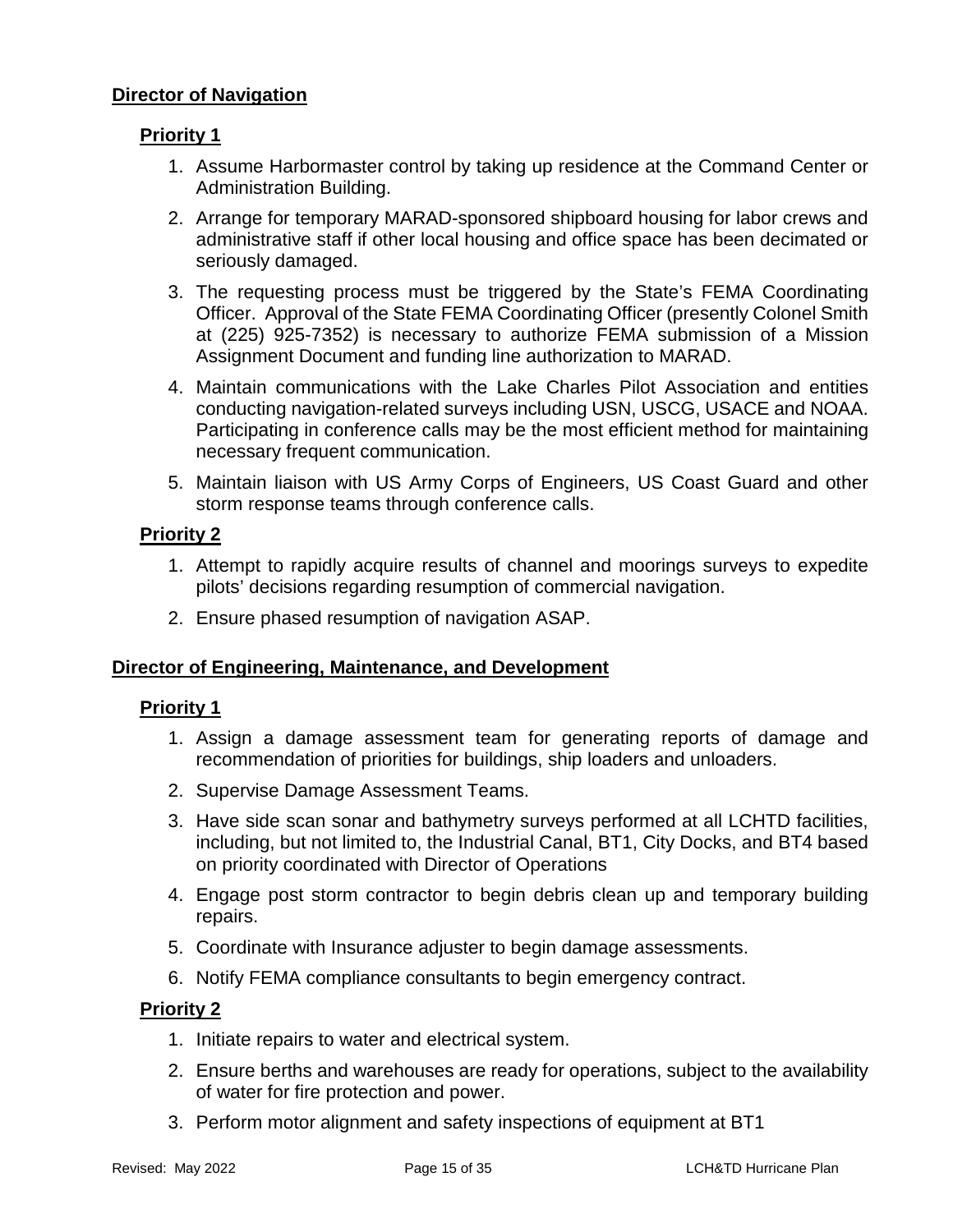**Director of Navigation**

**Priority 1**

1. Assume Harbormaster control by taking up residence at the Command Center or Administration Building.
2. Arrange for temporary MARAD-sponsored shipboard housing for labor crews and administrative staff if other local housing and office space has been decimated or seriously damaged.
3. The requesting process must be triggered by the State's FEMA Coordinating Officer. Approval of the State FEMA Coordinating Officer (presently Colonel Smith at (225) 925-7352) is necessary to authorize FEMA submission of a Mission Assignment Document and funding line authorization to MARAD.
4. Maintain communications with the Lake Charles Pilot Association and entities conducting navigation-related surveys including USN, USCG, USACE and NOAA. Participating in conference calls may be the most efficient method for maintaining necessary frequent communication.
5. Maintain liaison with US Army Corps of Engineers, US Coast Guard and other storm response teams through conference calls.

**Priority 2**

1. Attempt to rapidly acquire results of channel and moorings surveys to expedite pilots' decisions regarding resumption of commercial navigation.
2. Ensure phased resumption of navigation ASAP.

**Director of Engineering, Maintenance, and Development**

**Priority 1**

1. Assign a damage assessment team for generating reports of damage and recommendation of priorities for buildings, ship loaders and unloaders.
2. Supervise Damage Assessment Teams.
3. Have side scan sonar and bathymetry surveys performed at all LCHTD facilities, including, but not limited to, the Industrial Canal, BT1, City Docks, and BT4 based on priority coordinated with Director of Operations
4. Engage post storm contractor to begin debris clean up and temporary building repairs.
5. Coordinate with Insurance adjuster to begin damage assessments.
6. Notify FEMA compliance consultants to begin emergency contract.

**Priority 2**

1. Initiate repairs to water and electrical system.
2. Ensure berths and warehouses are ready for operations, subject to the availability of water for fire protection and power.
3. Perform motor alignment and safety inspections of equipment at BT1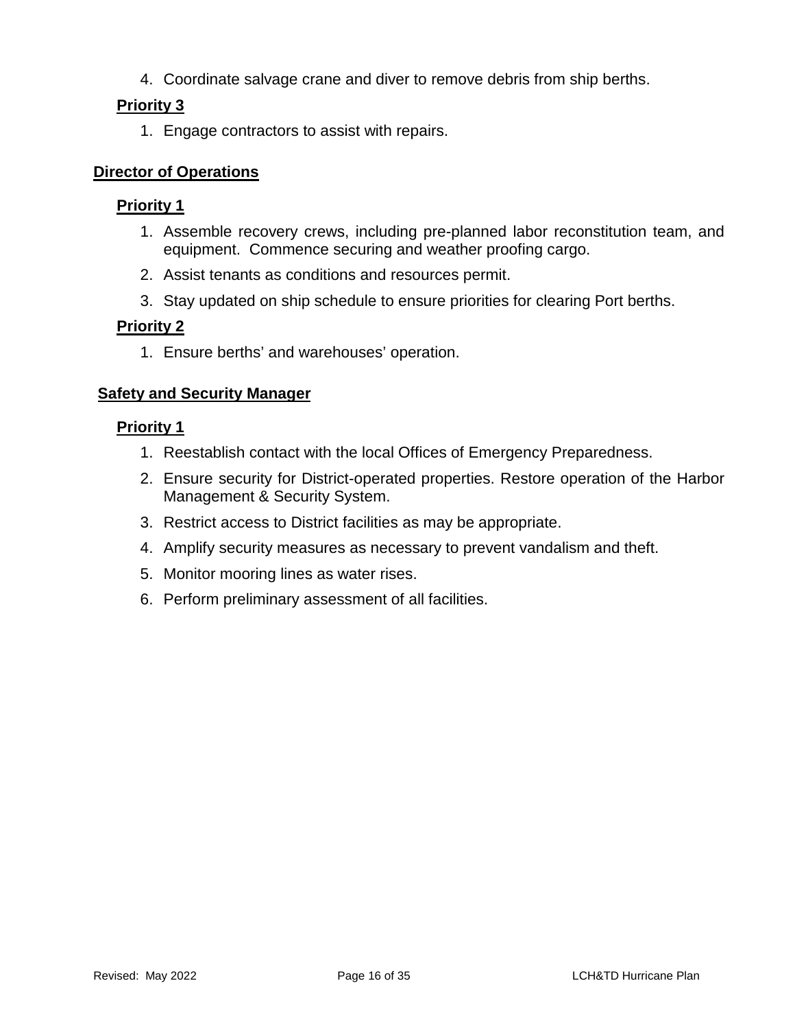4. Coordinate salvage crane and diver to remove debris from ship berths.

**Priority 3**

1. Engage contractors to assist with repairs.

**Director of Operations**

**Priority 1**

1. Assemble recovery crews, including pre-planned labor reconstitution team, and equipment. Commence securing and weather proofing cargo.
2. Assist tenants as conditions and resources permit.
3. Stay updated on ship schedule to ensure priorities for clearing Port berths.

**Priority 2**

1. Ensure berths' and warehouses' operation.

**Safety and Security Manager**

**Priority 1**

1. Reestablish contact with the local Offices of Emergency Preparedness.
2. Ensure security for District-operated properties. Restore operation of the Harbor Management & Security System.
3. Restrict access to District facilities as may be appropriate.
4. Amplify security measures as necessary to prevent vandalism and theft.
5. Monitor mooring lines as water rises.
6. Perform preliminary assessment of all facilities.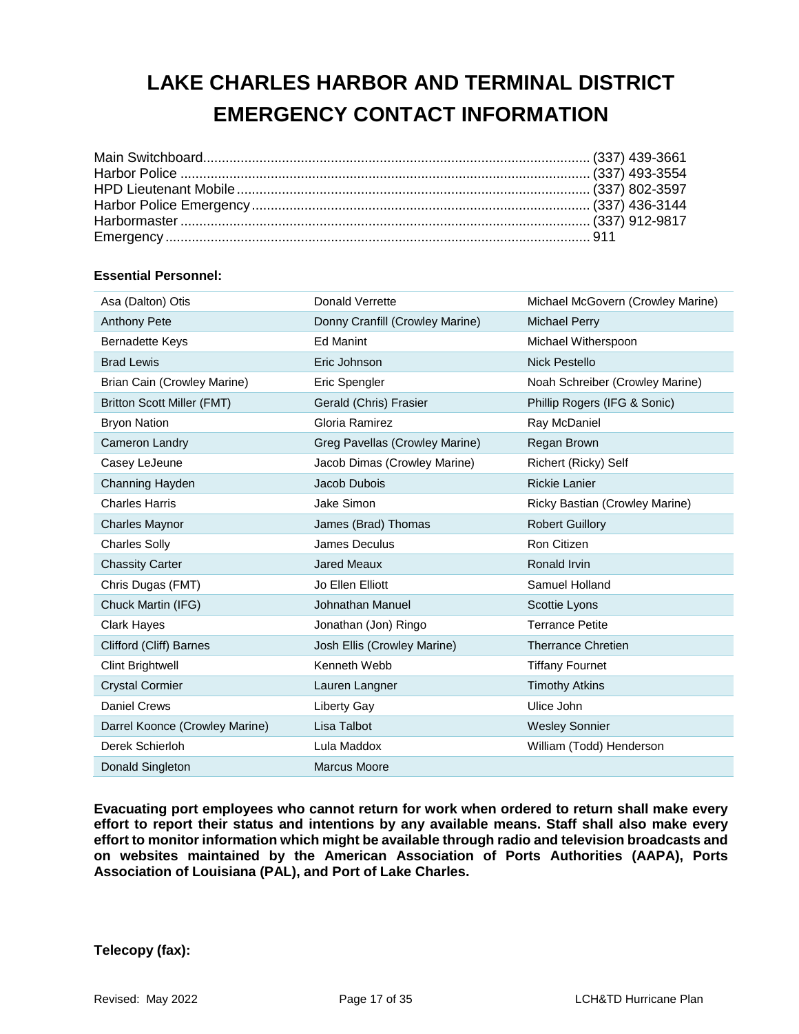# LAKE CHARLES HARBOR AND TERMINAL DISTRICT EMERGENCY CONTACT INFORMATION

| | |
|---|---|
| Main Switchboard | (337) 439-3661 |
| Harbor Police | (337) 493-3554 |
| HPD Lieutenant Mobile | (337) 802-3597 |
| Harbor Police Emergency | (337) 436-3144 |
| Harbormaster | (337) 912-9817 |
| Emergency | 911 |

**Essential Personnel:**

| | | |
|---|---|---|
| Asa (Dalton) Otis | Donald Verrette | Michael McGovern (Crowley Marine) |
| Anthony Pete | Donny Cranfill (Crowley Marine) | Michael Perry |
| Bernadette Keys | Ed Manint | Michael Witherspoon |
| Brad Lewis | Eric Johnson | Nick Pestello |
| Brian Cain (Crowley Marine) | Eric Spengler | Noah Schreiber (Crowley Marine) |
| Britton Scott Miller (FMT) | Gerald (Chris) Frasier | Phillip Rogers (IFG & Sonic) |
| Bryon Nation | Gloria Ramirez | Ray McDaniel |
| Cameron Landry | Greg Pavellas (Crowley Marine) | Regan Brown |
| Casey LeJeune | Jacob Dimas (Crowley Marine) | Richert (Ricky) Self |
| Channing Hayden | Jacob Dubois | Rickie Lanier |
| Charles Harris | Jake Simon | Ricky Bastian (Crowley Marine) |
| Charles Maynor | James (Brad) Thomas | Robert Guillory |
| Charles Solly | James Deculus | Ron Citizen |
| Chassity Carter | Jared Meaux | Ronald Irvin |
| Chris Dugas (FMT) | Jo Ellen Elliott | Samuel Holland |
| Chuck Martin (IFG) | Johnathan Manuel | Scottie Lyons |
| Clark Hayes | Jonathan (Jon) Ringo | Terrance Petite |
| Clifford (Cliff) Barnes | Josh Ellis (Crowley Marine) | Therrance Chretien |
| Clint Brightwell | Kenneth Webb | Tiffany Fournet |
| Crystal Cormier | Lauren Langner | Timothy Atkins |
| Daniel Crews | Liberty Gay | Ulice John |
| Darrel Koonce (Crowley Marine) | Lisa Talbot | Wesley Sonnier |
| Derek Schierloh | Lula Maddox | William (Todd) Henderson |
| Donald Singleton | Marcus Moore | |

**Evacuating port employees who cannot return for work when ordered to return shall make every effort to report their status and intentions by any available means. Staff shall also make every effort to monitor information which might be available through radio and television broadcasts and on websites maintained by the American Association of Ports Authorities (AAPA), Ports Association of Louisiana (PAL), and Port of Lake Charles.**

**Telecopy (fax):**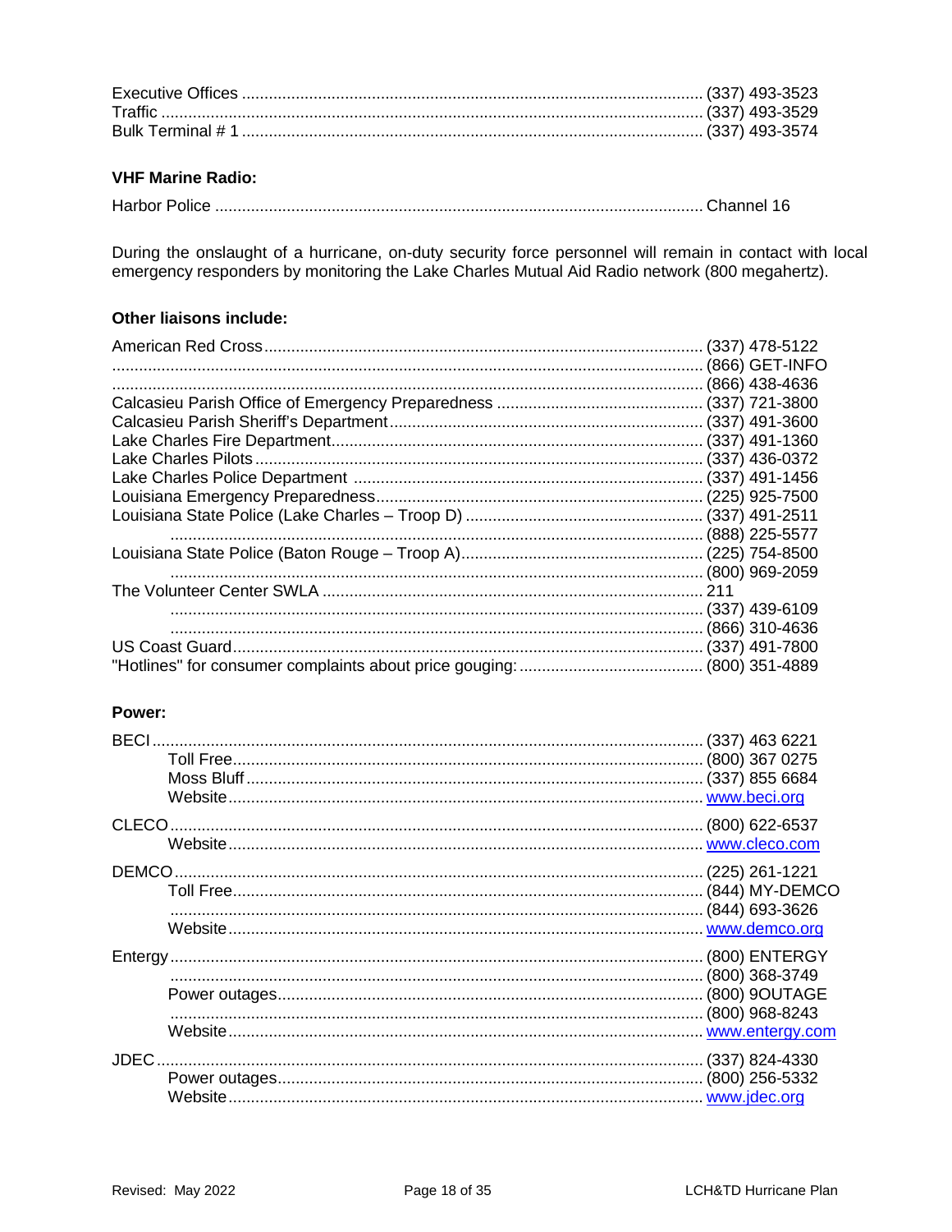Executive Offices ........................................................................................ (337) 493-3523
Traffic ........................................................................................................... (337) 493-3529
Bulk Terminal # 1 ........................................................................................ (337) 493-3574

**VHF Marine Radio:**

Harbor Police .............................................................................................. Channel 16

During the onslaught of a hurricane, on-duty security force personnel will remain in contact with local emergency responders by monitoring the Lake Charles Mutual Aid Radio network (800 megahertz).

**Other liaisons include:**

American Red Cross..................................................................................... (337) 478-5122
.................................................................................................................... (866) GET-INFO
.................................................................................................................... (866) 438-4636
Calcasieu Parish Office of Emergency Preparedness ................................ (337) 721-3800
Calcasieu Parish Sheriff's Department....................................................... (337) 491-3600
Lake Charles Fire Department.................................................................... (337) 491-1360
Lake Charles Pilots...................................................................................... (337) 436-0372
Lake Charles Police Department ............................................................... (337) 491-1456
Louisiana Emergency Preparedness........................................................... (225) 925-7500
Louisiana State Police (Lake Charles – Troop D) ....................................... (337) 491-2511
.................................................................................................................... (888) 225-5577
Louisiana State Police (Baton Rouge – Troop A)........................................ (225) 754-8500
.................................................................................................................... (800) 969-2059
The Volunteer Center SWLA ....................................................................... 211
.................................................................................................................... (337) 439-6109
.................................................................................................................... (866) 310-4636
US Coast Guard........................................................................................... (337) 491-7800
"Hotlines" for consumer complaints about price gouging: ........................... (800) 351-4889

**Power:**

BECI............................................................................................................ (337) 463 6221
  Toll Free.................................................................................................. (800) 367 0275
  Moss Bluff................................................................................................ (337) 855 6684
  Website.................................................................................................... www.beci.org

CLECO......................................................................................................... (800) 622-6537
  Website.................................................................................................... www.cleco.com

DEMCO........................................................................................................ (225) 261-1221
  Toll Free.................................................................................................. (844) MY-DEMCO
  ............................................................................................................... (844) 693-3626
  Website.................................................................................................... www.demco.org

Entergy......................................................................................................... (800) ENTERGY
  ............................................................................................................... (800) 368-3749
  Power outages......................................................................................... (800) 9OUTAGE
  ............................................................................................................... (800) 968-8243
  Website.................................................................................................... www.entergy.com

JDEC............................................................................................................ (337) 824-4330
  Power outages......................................................................................... (800) 256-5332
  Website.................................................................................................... www.jdec.org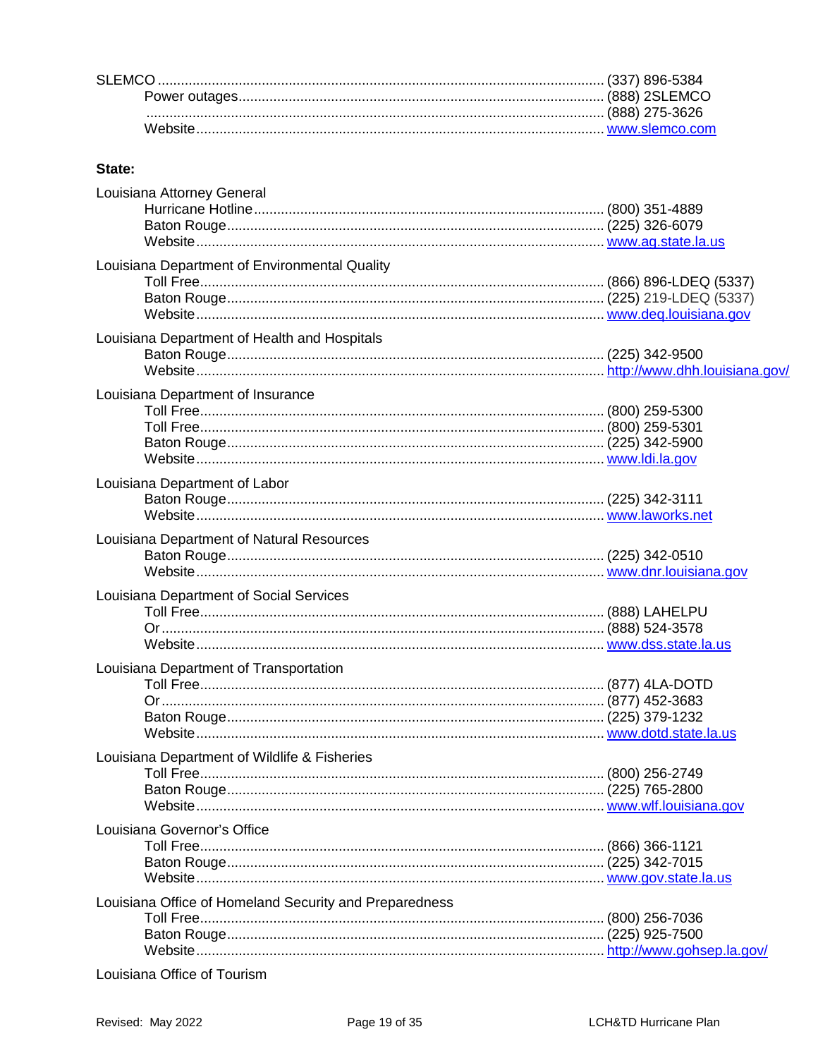SLEMCO .......... (337) 896-5384
- Power outages .......... (888) 2SLEMCO
- .......... (888) 275-3626
- Website .......... www.slemco.com

**State:**

Louisiana Attorney General
- Hurricane Hotline .......... (800) 351-4889
- Baton Rouge .......... (225) 326-6079
- Website .......... www.ag.state.la.us

Louisiana Department of Environmental Quality
- Toll Free .......... (866) 896-LDEQ (5337)
- Baton Rouge .......... (225) 219-LDEQ (5337)
- Website .......... www.deq.louisiana.gov

Louisiana Department of Health and Hospitals
- Baton Rouge .......... (225) 342-9500
- Website .......... http://www.dhh.louisiana.gov/

Louisiana Department of Insurance
- Toll Free .......... (800) 259-5300
- Toll Free .......... (800) 259-5301
- Baton Rouge .......... (225) 342-5900
- Website .......... www.ldi.la.gov

Louisiana Department of Labor
- Baton Rouge .......... (225) 342-3111
- Website .......... www.laworks.net

Louisiana Department of Natural Resources
- Baton Rouge .......... (225) 342-0510
- Website .......... www.dnr.louisiana.gov

Louisiana Department of Social Services
- Toll Free .......... (888) LAHELPU
- Or .......... (888) 524-3578
- Website .......... www.dss.state.la.us

Louisiana Department of Transportation
- Toll Free .......... (877) 4LA-DOTD
- Or .......... (877) 452-3683
- Baton Rouge .......... (225) 379-1232
- Website .......... www.dotd.state.la.us

Louisiana Department of Wildlife & Fisheries
- Toll Free .......... (800) 256-2749
- Baton Rouge .......... (225) 765-2800
- Website .......... www.wlf.louisiana.gov

Louisiana Governor's Office
- Toll Free .......... (866) 366-1121
- Baton Rouge .......... (225) 342-7015
- Website .......... www.gov.state.la.us

Louisiana Office of Homeland Security and Preparedness
- Toll Free .......... (800) 256-7036
- Baton Rouge .......... (225) 925-7500
- Website .......... http://www.gohsep.la.gov/

Louisiana Office of Tourism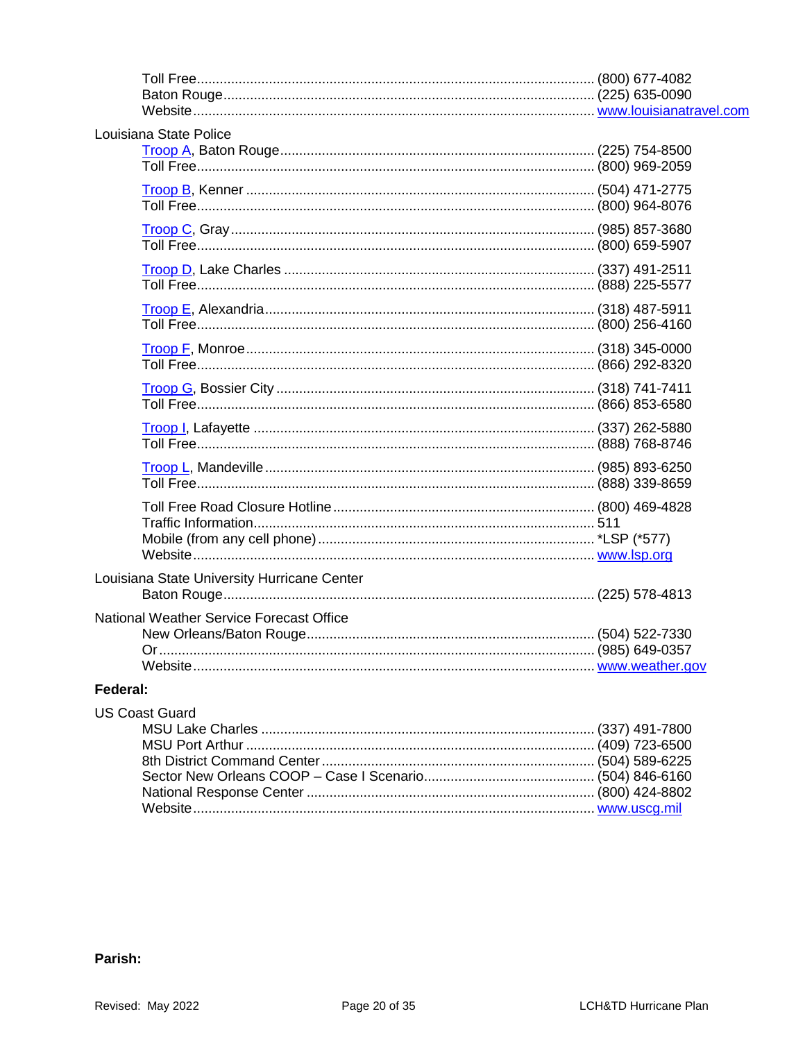Toll Free........................................................................................... (800) 677-4082
Baton Rouge..................................................................................... (225) 635-0090
Website............................................................................................. [www.louisianatravel.com](http://www.louisianatravel.com)

Louisiana State Police

[Troop A](#), Baton Rouge.................................................................... (225) 754-8500
Toll Free........................................................................................... (800) 969-2059

[Troop B](#), Kenner ............................................................................. (504) 471-2775
Toll Free........................................................................................... (800) 964-8076

[Troop C](#), Gray ................................................................................. (985) 857-3680
Toll Free........................................................................................... (800) 659-5907

[Troop D](#), Lake Charles ..................................................................... (337) 491-2511
Toll Free........................................................................................... (888) 225-5577

[Troop E](#), Alexandria.......................................................................... (318) 487-5911
Toll Free........................................................................................... (800) 256-4160

[Troop F](#), Monroe ............................................................................... (318) 345-0000
Toll Free........................................................................................... (866) 292-8320

[Troop G](#), Bossier City ......................................................................... (318) 741-7411
Toll Free........................................................................................... (866) 853-6580

[Troop I](#), Lafayette ............................................................................. (337) 262-5880
Toll Free........................................................................................... (888) 768-8746

[Troop L](#), Mandeville ........................................................................... (985) 893-6250
Toll Free........................................................................................... (888) 339-8659

Toll Free Road Closure Hotline ......................................................... (800) 469-4828
Traffic Information............................................................................. 511
Mobile (from any cell phone) ............................................................ *LSP (*577)
Website............................................................................................. [www.lsp.org](http://www.lsp.org)

Louisiana State University Hurricane Center

Baton Rouge..................................................................................... (225) 578-4813

National Weather Service Forecast Office

New Orleans/Baton Rouge................................................................ (504) 522-7330
Or ..................................................................................................... (985) 649-0357
Website............................................................................................. [www.weather.gov](http://www.weather.gov)

**Federal:**

US Coast Guard

MSU Lake Charles ............................................................................ (337) 491-7800
MSU Port Arthur ............................................................................... (409) 723-6500
8th District Command Center............................................................ (504) 589-6225
Sector New Orleans COOP – Case I Scenario.................................. (504) 846-6160
National Response Center ................................................................ (800) 424-8802
Website............................................................................................. [www.uscg.mil](http://www.uscg.mil)

**Parish:**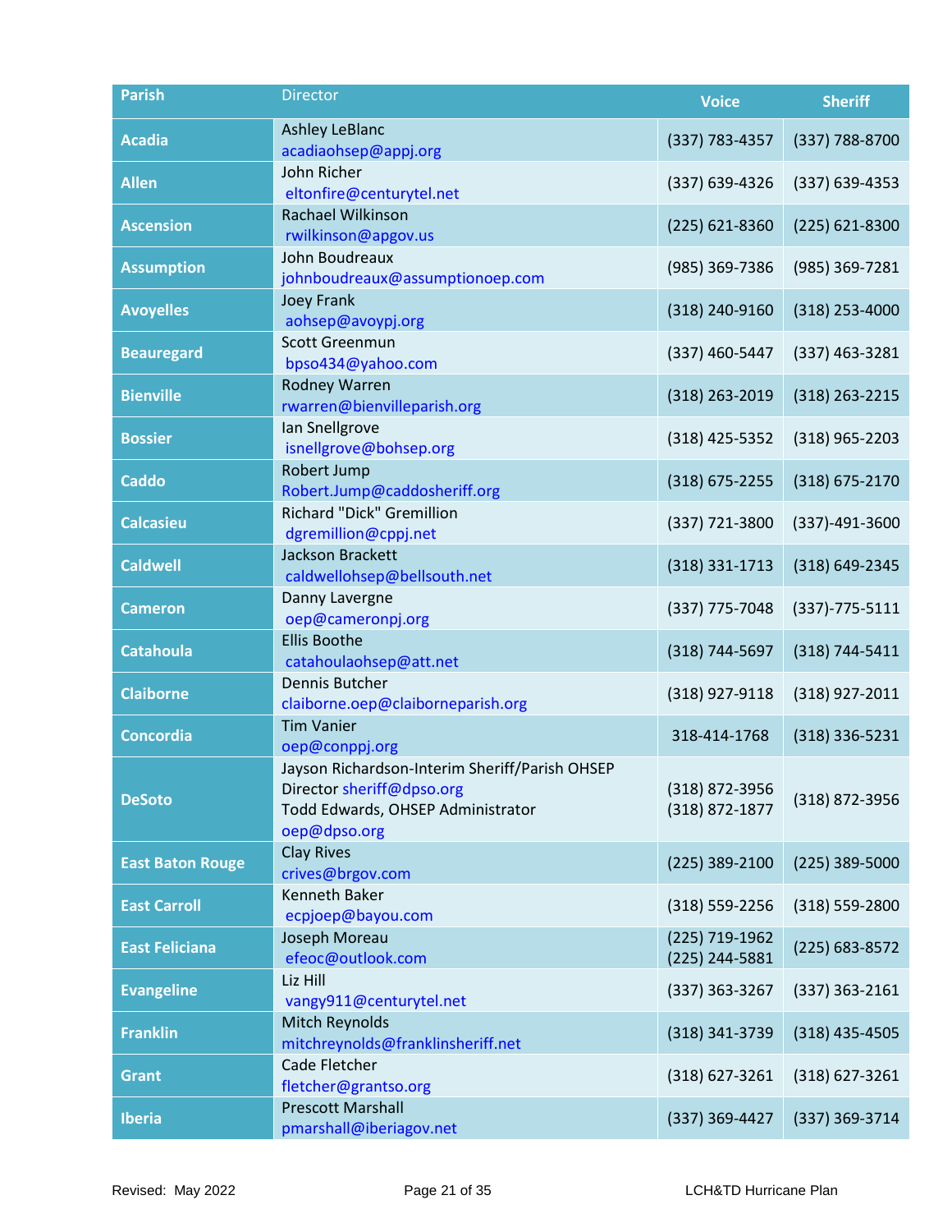| Parish | Director | Voice | Sheriff |
|---|---|---|---|
| **Acadia** | Ashley LeBlanc<br>acadiaohsep@appj.org | (337) 783-4357 | (337) 788-8700 |
| **Allen** | John Richer<br>eltonfire@centurytel.net | (337) 639-4326 | (337) 639-4353 |
| **Ascension** | Rachael Wilkinson<br>rwilkinson@apgov.us | (225) 621-8360 | (225) 621-8300 |
| **Assumption** | John Boudreaux<br>johnboudreaux@assumptionoep.com | (985) 369-7386 | (985) 369-7281 |
| **Avoyelles** | Joey Frank<br>aohsep@avoypj.org | (318) 240-9160 | (318) 253-4000 |
| **Beauregard** | Scott Greenmun<br>bpso434@yahoo.com | (337) 460-5447 | (337) 463-3281 |
| **Bienville** | Rodney Warren<br>rwarren@bienvilleparish.org | (318) 263-2019 | (318) 263-2215 |
| **Bossier** | Ian Snellgrove<br>isnellgrove@bohsep.org | (318) 425-5352 | (318) 965-2203 |
| **Caddo** | Robert Jump<br>Robert.Jump@caddosheriff.org | (318) 675-2255 | (318) 675-2170 |
| **Calcasieu** | Richard "Dick" Gremillion<br>dgremillion@cppj.net | (337) 721-3800 | (337)-491-3600 |
| **Caldwell** | Jackson Brackett<br>caldwellohsep@bellsouth.net | (318) 331-1713 | (318) 649-2345 |
| **Cameron** | Danny Lavergne<br>oep@cameronpj.org | (337) 775-7048 | (337)-775-5111 |
| **Catahoula** | Ellis Boothe<br>catahoulaohsep@att.net | (318) 744-5697 | (318) 744-5411 |
| **Claiborne** | Dennis Butcher<br>claiborne.oep@claiborneparish.org | (318) 927-9118 | (318) 927-2011 |
| **Concordia** | Tim Vanier<br>oep@conppj.org | 318-414-1768 | (318) 336-5231 |
| **DeSoto** | Jayson Richardson-Interim Sheriff/Parish OHSEP Director sheriff@dpso.org<br>Todd Edwards, OHSEP Administrator<br>oep@dpso.org | (318) 872-3956<br>(318) 872-1877 | (318) 872-3956 |
| **East Baton Rouge** | Clay Rives<br>crives@brgov.com | (225) 389-2100 | (225) 389-5000 |
| **East Carroll** | Kenneth Baker<br>ecpjoep@bayou.com | (318) 559-2256 | (318) 559-2800 |
| **East Feliciana** | Joseph Moreau<br>efeoc@outlook.com | (225) 719-1962<br>(225) 244-5881 | (225) 683-8572 |
| **Evangeline** | Liz Hill<br>vangy911@centurytel.net | (337) 363-3267 | (337) 363-2161 |
| **Franklin** | Mitch Reynolds<br>mitchreynolds@franklinsheriff.net | (318) 341-3739 | (318) 435-4505 |
| **Grant** | Cade Fletcher<br>fletcher@grantso.org | (318) 627-3261 | (318) 627-3261 |
| **Iberia** | Prescott Marshall<br>pmarshall@iberiagov.net | (337) 369-4427 | (337) 369-3714 |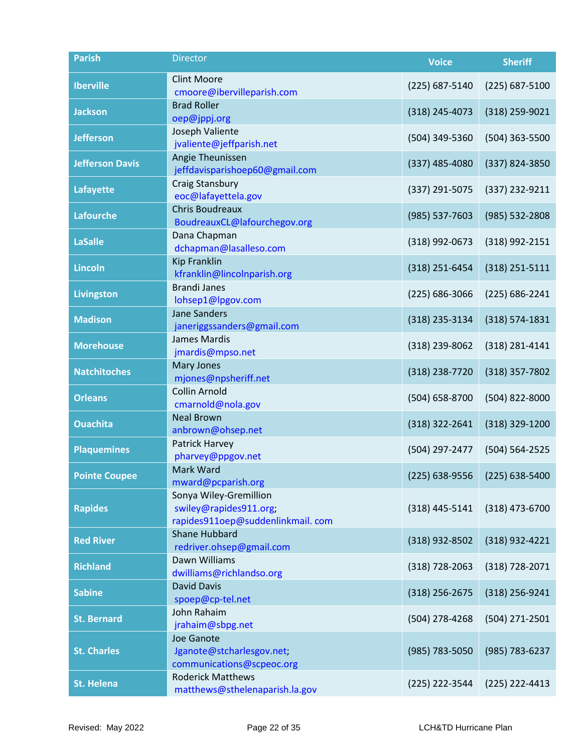| Parish | Director | Voice | Sheriff |
|---|---|---|---|
| Iberville | Clint Moore<br>cmoore@ibervilleparish.com | (225) 687-5140 | (225) 687-5100 |
| Jackson | Brad Roller<br>oep@jppj.org | (318) 245-4073 | (318) 259-9021 |
| Jefferson | Joseph Valiente<br>jvaliente@jeffparish.net | (504) 349-5360 | (504) 363-5500 |
| Jefferson Davis | Angie Theunissen<br>jeffdavisparishoep60@gmail.com | (337) 485-4080 | (337) 824-3850 |
| Lafayette | Craig Stansbury<br>eoc@lafayettela.gov | (337) 291-5075 | (337) 232-9211 |
| Lafourche | Chris Boudreaux<br>BoudreauxCL@lafourchegov.org | (985) 537-7603 | (985) 532-2808 |
| LaSalle | Dana Chapman<br>dchapman@lasalleso.com | (318) 992-0673 | (318) 992-2151 |
| Lincoln | Kip Franklin<br>kfranklin@lincolnparish.org | (318) 251-6454 | (318) 251-5111 |
| Livingston | Brandi Janes<br>lohsep1@lpgov.com | (225) 686-3066 | (225) 686-2241 |
| Madison | Jane Sanders<br>janeriggssanders@gmail.com | (318) 235-3134 | (318) 574-1831 |
| Morehouse | James Mardis<br>jmardis@mpso.net | (318) 239-8062 | (318) 281-4141 |
| Natchitoches | Mary Jones<br>mjones@npsheriff.net | (318) 238-7720 | (318) 357-7802 |
| Orleans | Collin Arnold<br>cmarnold@nola.gov | (504) 658-8700 | (504) 822-8000 |
| Ouachita | Neal Brown<br>anbrown@ohsep.net | (318) 322-2641 | (318) 329-1200 |
| Plaquemines | Patrick Harvey<br>pharvey@ppgov.net | (504) 297-2477 | (504) 564-2525 |
| Pointe Coupee | Mark Ward<br>mward@pcparish.org | (225) 638-9556 | (225) 638-5400 |
| Rapides | Sonya Wiley-Gremillion<br>swiley@rapides911.org;<br>rapides911oep@suddenlinkmail. com | (318) 445-5141 | (318) 473-6700 |
| Red River | Shane Hubbard<br>redriver.ohsep@gmail.com | (318) 932-8502 | (318) 932-4221 |
| Richland | Dawn Williams<br>dwilliams@richlandso.org | (318) 728-2063 | (318) 728-2071 |
| Sabine | David Davis<br>spoep@cp-tel.net | (318) 256-2675 | (318) 256-9241 |
| St. Bernard | John Rahaim<br>jrahaim@sbpg.net | (504) 278-4268 | (504) 271-2501 |
| St. Charles | Joe Ganote<br>Jganote@stcharlesgov.net;<br>communications@scpeoc.org | (985) 783-5050 | (985) 783-6237 |
| St. Helena | Roderick Matthews<br>matthews@sthelenaparish.la.gov | (225) 222-3544 | (225) 222-4413 |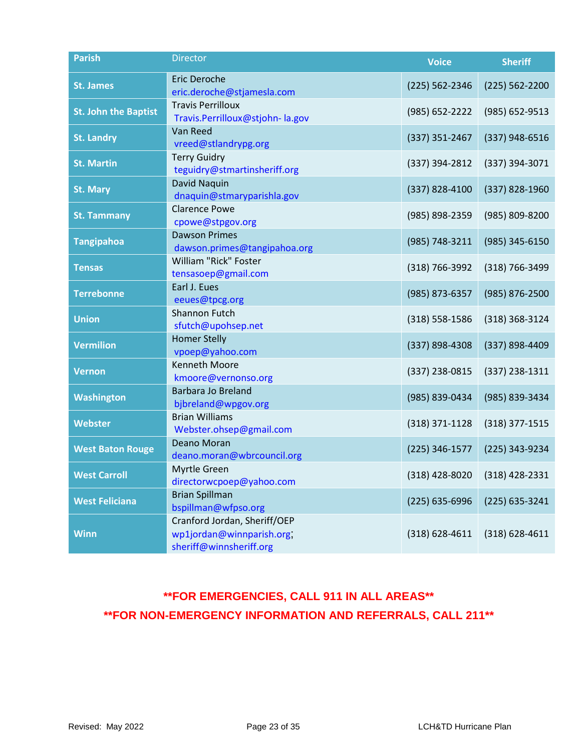| Parish | Director | Voice | Sheriff |
|---|---|---|---|
| St. James | Eric Deroche<br>eric.deroche@stjamesla.com | (225) 562-2346 | (225) 562-2200 |
| St. John the Baptist | Travis Perrilloux<br>Travis.Perrilloux@stjohn- la.gov | (985) 652-2222 | (985) 652-9513 |
| St. Landry | Van Reed<br>vreed@stlandrypg.org | (337) 351-2467 | (337) 948-6516 |
| St. Martin | Terry Guidry<br>teguidry@stmartinsheriff.org | (337) 394-2812 | (337) 394-3071 |
| St. Mary | David Naquin<br>dnaquin@stmaryparishla.gov | (337) 828-4100 | (337) 828-1960 |
| St. Tammany | Clarence Powe<br>cpowe@stpgov.org | (985) 898-2359 | (985) 809-8200 |
| Tangipahoa | Dawson Primes<br>dawson.primes@tangipahoa.org | (985) 748-3211 | (985) 345-6150 |
| Tensas | William "Rick" Foster<br>tensasoep@gmail.com | (318) 766-3992 | (318) 766-3499 |
| Terrebonne | Earl J. Eues<br>eeues@tpcg.org | (985) 873-6357 | (985) 876-2500 |
| Union | Shannon Futch<br>sfutch@upohsep.net | (318) 558-1586 | (318) 368-3124 |
| Vermilion | Homer Stelly<br>vpoep@yahoo.com | (337) 898-4308 | (337) 898-4409 |
| Vernon | Kenneth Moore<br>kmoore@vernonso.org | (337) 238-0815 | (337) 238-1311 |
| Washington | Barbara Jo Breland<br>bjbreland@wpgov.org | (985) 839-0434 | (985) 839-3434 |
| Webster | Brian Williams<br>Webster.ohsep@gmail.com | (318) 371-1128 | (318) 377-1515 |
| West Baton Rouge | Deano Moran<br>deano.moran@wbrcouncil.org | (225) 346-1577 | (225) 343-9234 |
| West Carroll | Myrtle Green<br>directorwcpoep@yahoo.com | (318) 428-8020 | (318) 428-2331 |
| West Feliciana | Brian Spillman<br>bspillman@wfpso.org | (225) 635-6996 | (225) 635-3241 |
| Winn | Cranford Jordan, Sheriff/OEP<br>wp1jordan@winnparish.org;<br>sheriff@winnsheriff.org | (318) 628-4611 | (318) 628-4611 |

**\*\*FOR EMERGENCIES, CALL 911 IN ALL AREAS\*\***

**\*\*FOR NON-EMERGENCY INFORMATION AND REFERRALS, CALL 211\*\***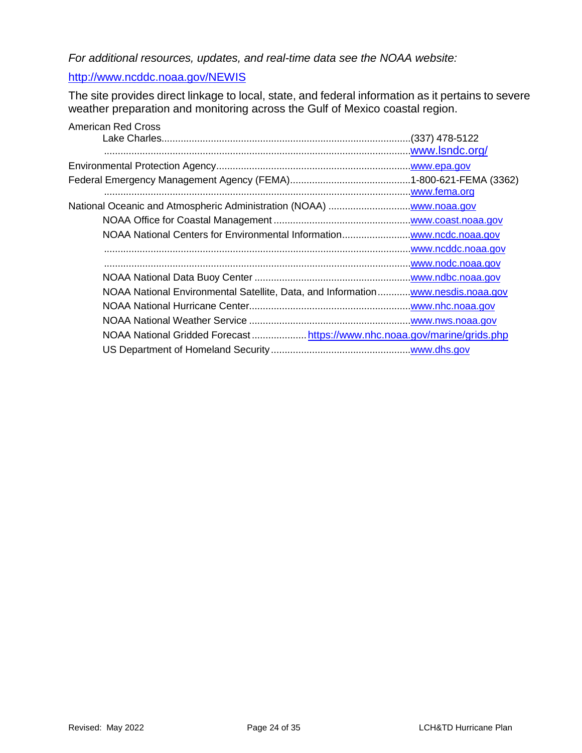*For additional resources, updates, and real-time data see the NOAA website:*

http://www.ncddc.noaa.gov/NEWIS

The site provides direct linkage to local, state, and federal information as it pertains to severe weather preparation and monitoring across the Gulf of Mexico coastal region.

American Red Cross
- Lake Charles........................................................................................(337) 478-5122
- ................................................................................................................www.lsndc.org/

Environmental Protection Agency.......................................................................www.epa.gov

Federal Emergency Management Agency (FEMA).............................................1-800-621-FEMA (3362)
- ................................................................................................................www.fema.org

National Oceanic and Atmospheric Administration (NOAA) ..............................www.noaa.gov
- NOAA Office for Coastal Management ..................................................www.coast.noaa.gov
- NOAA National Centers for Environmental Information.........................www.ncdc.noaa.gov
- ................................................................................................................www.ncddc.noaa.gov
- ................................................................................................................www.nodc.noaa.gov
- NOAA National Data Buoy Center .........................................................www.ndbc.noaa.gov
- NOAA National Environmental Satellite, Data, and Information............www.nesdis.noaa.gov
- NOAA National Hurricane Center...........................................................www.nhc.noaa.gov
- NOAA National Weather Service ...........................................................www.nws.noaa.gov
- NOAA National Gridded Forecast.................... https://www.nhc.noaa.gov/marine/grids.php
- US Department of Homeland Security...................................................www.dhs.gov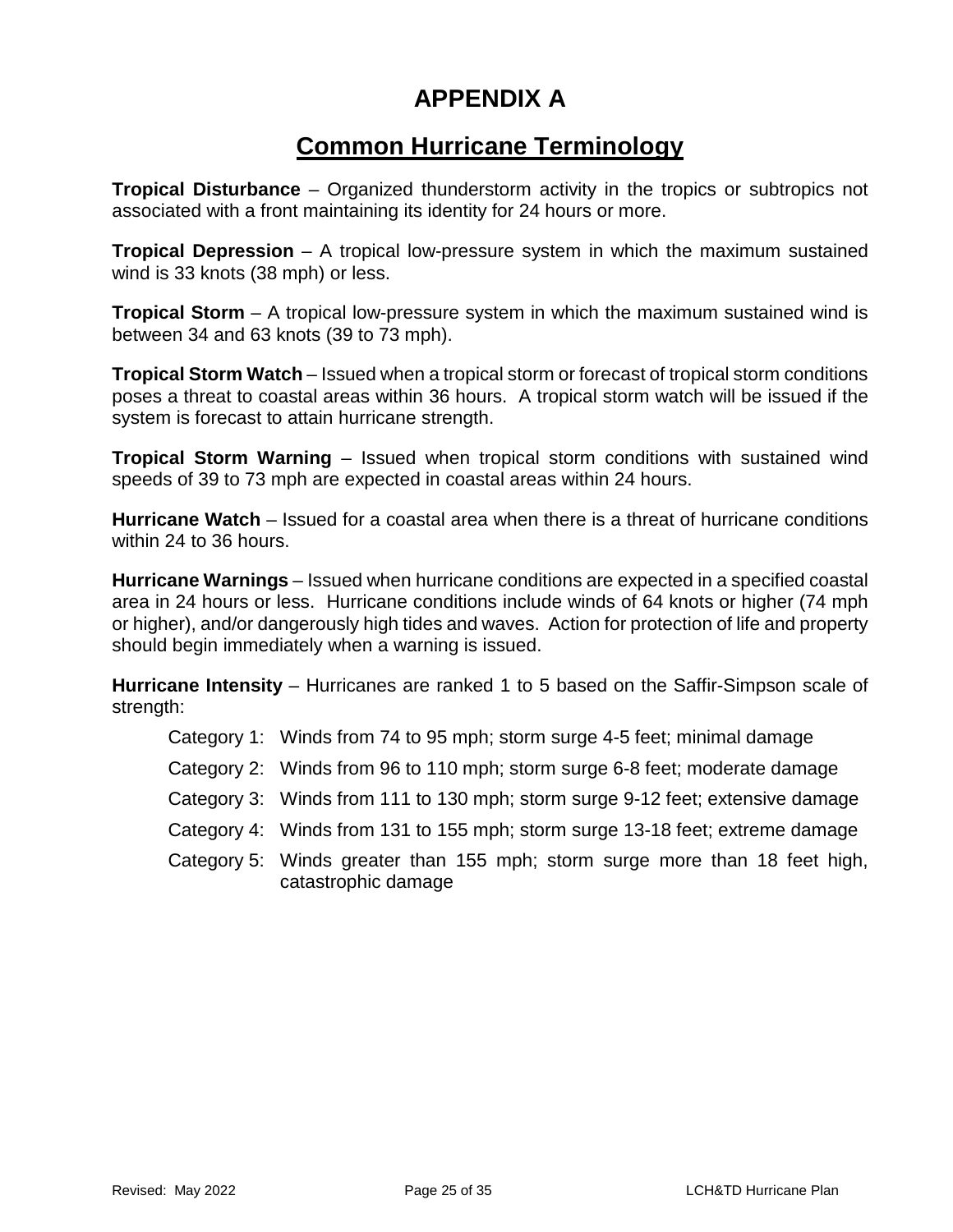# APPENDIX A

## Common Hurricane Terminology

**Tropical Disturbance** – Organized thunderstorm activity in the tropics or subtropics not associated with a front maintaining its identity for 24 hours or more.

**Tropical Depression** – A tropical low-pressure system in which the maximum sustained wind is 33 knots (38 mph) or less.

**Tropical Storm** – A tropical low-pressure system in which the maximum sustained wind is between 34 and 63 knots (39 to 73 mph).

**Tropical Storm Watch** – Issued when a tropical storm or forecast of tropical storm conditions poses a threat to coastal areas within 36 hours. A tropical storm watch will be issued if the system is forecast to attain hurricane strength.

**Tropical Storm Warning** – Issued when tropical storm conditions with sustained wind speeds of 39 to 73 mph are expected in coastal areas within 24 hours.

**Hurricane Watch** – Issued for a coastal area when there is a threat of hurricane conditions within 24 to 36 hours.

**Hurricane Warnings** – Issued when hurricane conditions are expected in a specified coastal area in 24 hours or less. Hurricane conditions include winds of 64 knots or higher (74 mph or higher), and/or dangerously high tides and waves. Action for protection of life and property should begin immediately when a warning is issued.

**Hurricane Intensity** – Hurricanes are ranked 1 to 5 based on the Saffir-Simpson scale of strength:

- Category 1: Winds from 74 to 95 mph; storm surge 4-5 feet; minimal damage
- Category 2: Winds from 96 to 110 mph; storm surge 6-8 feet; moderate damage
- Category 3: Winds from 111 to 130 mph; storm surge 9-12 feet; extensive damage
- Category 4: Winds from 131 to 155 mph; storm surge 13-18 feet; extreme damage
- Category 5: Winds greater than 155 mph; storm surge more than 18 feet high, catastrophic damage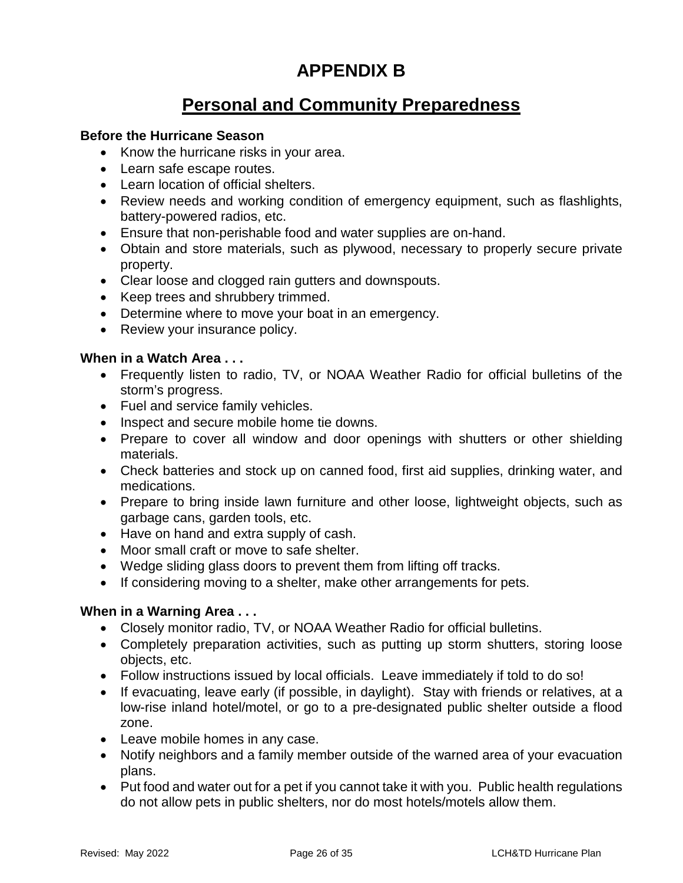# APPENDIX B

## Personal and Community Preparedness

**Before the Hurricane Season**

- Know the hurricane risks in your area.
- Learn safe escape routes.
- Learn location of official shelters.
- Review needs and working condition of emergency equipment, such as flashlights, battery-powered radios, etc.
- Ensure that non-perishable food and water supplies are on-hand.
- Obtain and store materials, such as plywood, necessary to properly secure private property.
- Clear loose and clogged rain gutters and downspouts.
- Keep trees and shrubbery trimmed.
- Determine where to move your boat in an emergency.
- Review your insurance policy.

**When in a Watch Area . . .**

- Frequently listen to radio, TV, or NOAA Weather Radio for official bulletins of the storm's progress.
- Fuel and service family vehicles.
- Inspect and secure mobile home tie downs.
- Prepare to cover all window and door openings with shutters or other shielding materials.
- Check batteries and stock up on canned food, first aid supplies, drinking water, and medications.
- Prepare to bring inside lawn furniture and other loose, lightweight objects, such as garbage cans, garden tools, etc.
- Have on hand and extra supply of cash.
- Moor small craft or move to safe shelter.
- Wedge sliding glass doors to prevent them from lifting off tracks.
- If considering moving to a shelter, make other arrangements for pets.

**When in a Warning Area . . .**

- Closely monitor radio, TV, or NOAA Weather Radio for official bulletins.
- Completely preparation activities, such as putting up storm shutters, storing loose objects, etc.
- Follow instructions issued by local officials. Leave immediately if told to do so!
- If evacuating, leave early (if possible, in daylight). Stay with friends or relatives, at a low-rise inland hotel/motel, or go to a pre-designated public shelter outside a flood zone.
- Leave mobile homes in any case.
- Notify neighbors and a family member outside of the warned area of your evacuation plans.
- Put food and water out for a pet if you cannot take it with you. Public health regulations do not allow pets in public shelters, nor do most hotels/motels allow them.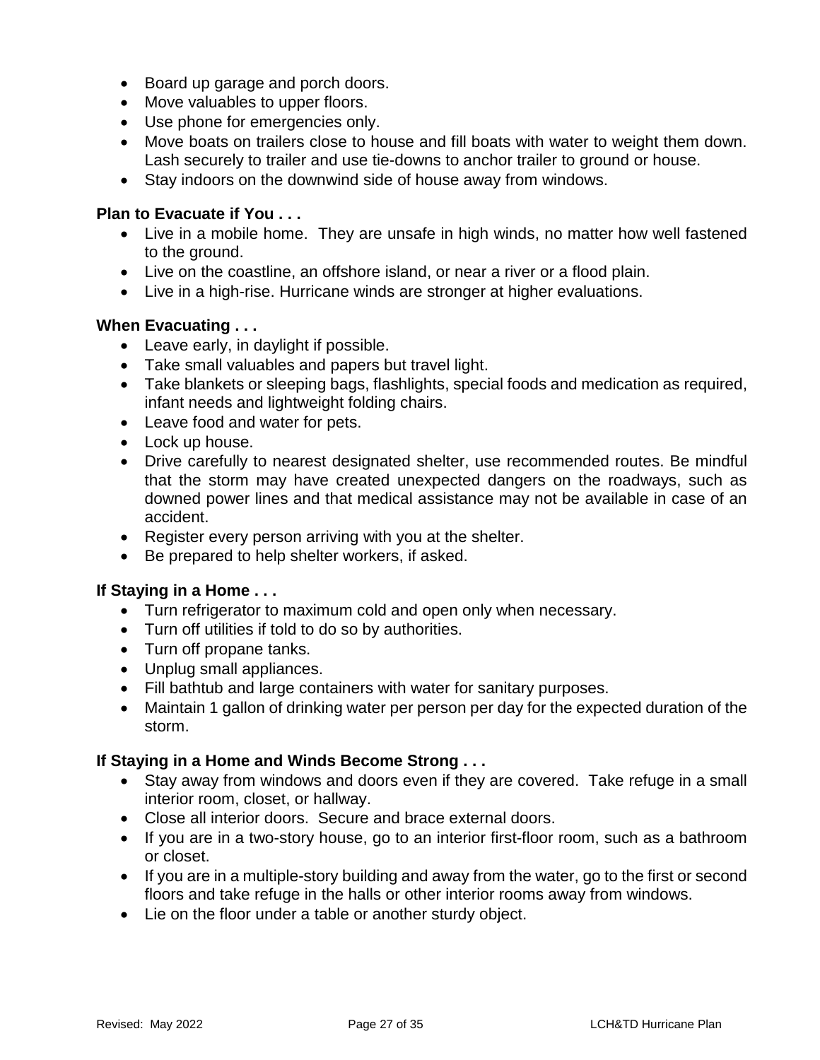- Board up garage and porch doors.
- Move valuables to upper floors.
- Use phone for emergencies only.
- Move boats on trailers close to house and fill boats with water to weight them down. Lash securely to trailer and use tie-downs to anchor trailer to ground or house.
- Stay indoors on the downwind side of house away from windows.

**Plan to Evacuate if You . . .**

- Live in a mobile home. They are unsafe in high winds, no matter how well fastened to the ground.
- Live on the coastline, an offshore island, or near a river or a flood plain.
- Live in a high-rise. Hurricane winds are stronger at higher evaluations.

**When Evacuating . . .**

- Leave early, in daylight if possible.
- Take small valuables and papers but travel light.
- Take blankets or sleeping bags, flashlights, special foods and medication as required, infant needs and lightweight folding chairs.
- Leave food and water for pets.
- Lock up house.
- Drive carefully to nearest designated shelter, use recommended routes. Be mindful that the storm may have created unexpected dangers on the roadways, such as downed power lines and that medical assistance may not be available in case of an accident.
- Register every person arriving with you at the shelter.
- Be prepared to help shelter workers, if asked.

**If Staying in a Home . . .**

- Turn refrigerator to maximum cold and open only when necessary.
- Turn off utilities if told to do so by authorities.
- Turn off propane tanks.
- Unplug small appliances.
- Fill bathtub and large containers with water for sanitary purposes.
- Maintain 1 gallon of drinking water per person per day for the expected duration of the storm.

**If Staying in a Home and Winds Become Strong . . .**

- Stay away from windows and doors even if they are covered. Take refuge in a small interior room, closet, or hallway.
- Close all interior doors. Secure and brace external doors.
- If you are in a two-story house, go to an interior first-floor room, such as a bathroom or closet.
- If you are in a multiple-story building and away from the water, go to the first or second floors and take refuge in the halls or other interior rooms away from windows.
- Lie on the floor under a table or another sturdy object.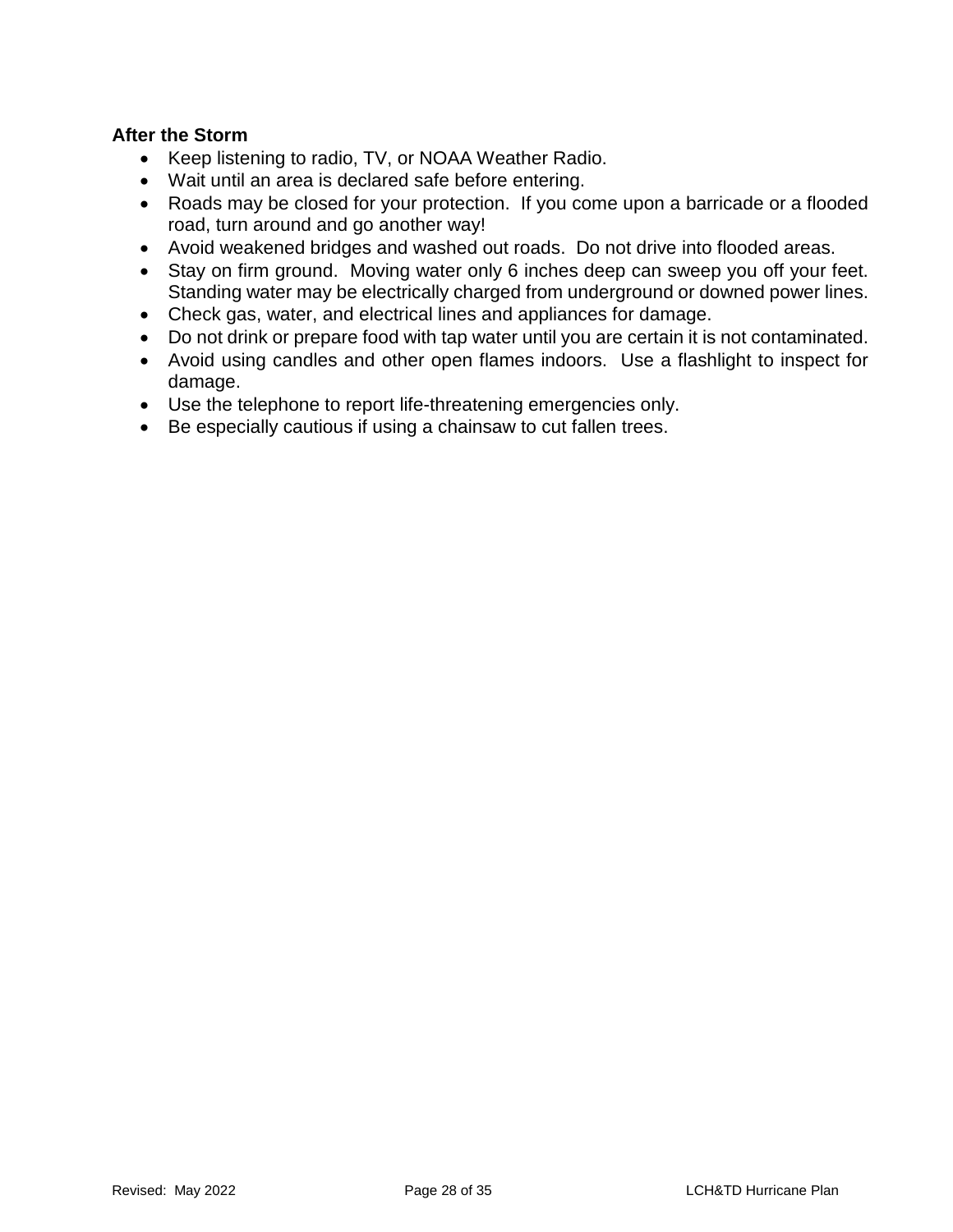**After the Storm**

- Keep listening to radio, TV, or NOAA Weather Radio.
- Wait until an area is declared safe before entering.
- Roads may be closed for your protection. If you come upon a barricade or a flooded road, turn around and go another way!
- Avoid weakened bridges and washed out roads. Do not drive into flooded areas.
- Stay on firm ground. Moving water only 6 inches deep can sweep you off your feet. Standing water may be electrically charged from underground or downed power lines.
- Check gas, water, and electrical lines and appliances for damage.
- Do not drink or prepare food with tap water until you are certain it is not contaminated.
- Avoid using candles and other open flames indoors. Use a flashlight to inspect for damage.
- Use the telephone to report life-threatening emergencies only.
- Be especially cautious if using a chainsaw to cut fallen trees.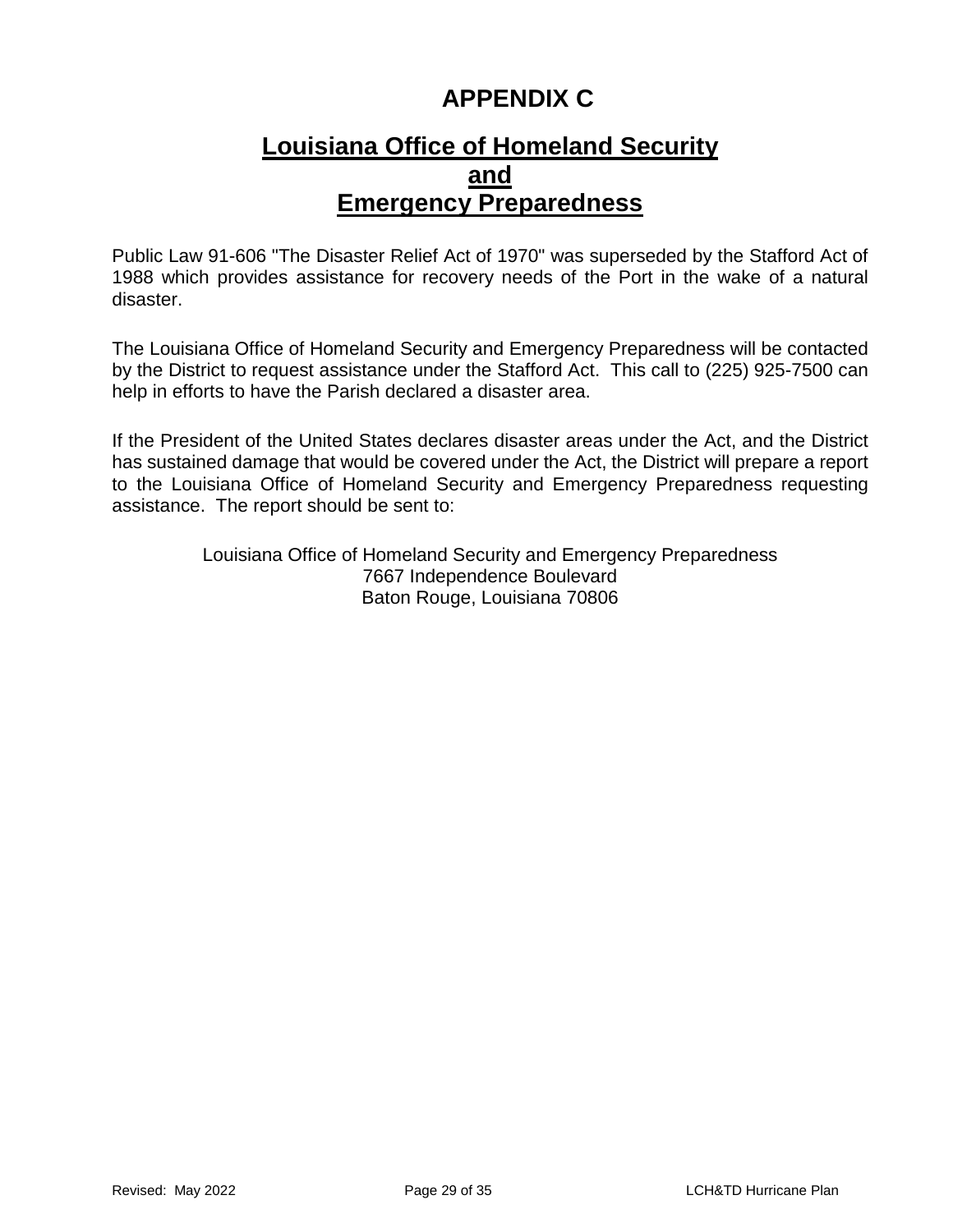# APPENDIX C

## Louisiana Office of Homeland Security and Emergency Preparedness

Public Law 91-606 "The Disaster Relief Act of 1970" was superseded by the Stafford Act of 1988 which provides assistance for recovery needs of the Port in the wake of a natural disaster.

The Louisiana Office of Homeland Security and Emergency Preparedness will be contacted by the District to request assistance under the Stafford Act. This call to (225) 925-7500 can help in efforts to have the Parish declared a disaster area.

If the President of the United States declares disaster areas under the Act, and the District has sustained damage that would be covered under the Act, the District will prepare a report to the Louisiana Office of Homeland Security and Emergency Preparedness requesting assistance. The report should be sent to:

Louisiana Office of Homeland Security and Emergency Preparedness
7667 Independence Boulevard
Baton Rouge, Louisiana 70806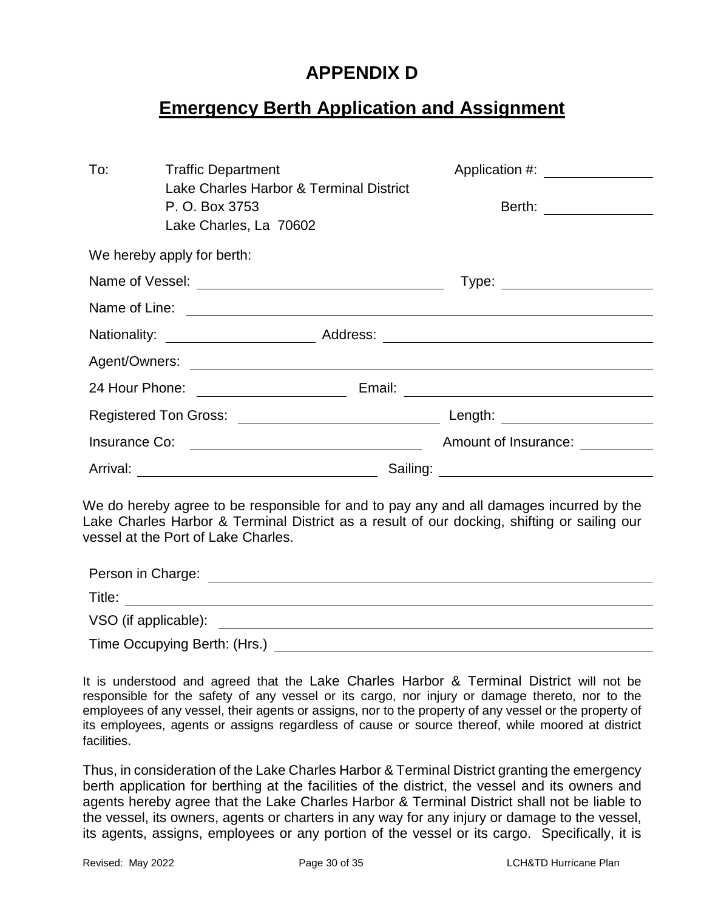# APPENDIX D

## Emergency Berth Application and Assignment

To: Traffic Department
Lake Charles Harbor & Terminal District
P. O. Box 3753
Lake Charles, La 70602

Application #: ______________

Berth: ______________

We hereby apply for berth:

Name of Vessel: ______________________________ Type: ____________________

Name of Line: ____________________________________________________________

Nationality: ____________________ Address: ____________________________________

Agent/Owners: ____________________________________________________________

24 Hour Phone: ____________________ Email: ____________________________________

Registered Ton Gross: __________________________ Length: ____________________

Insurance Co: ______________________________ Amount of Insurance: __________

Arrival: ______________________________ Sailing: ____________________________

We do hereby agree to be responsible for and to pay any and all damages incurred by the Lake Charles Harbor & Terminal District as a result of our docking, shifting or sailing our vessel at the Port of Lake Charles.

Person in Charge: ____________________________________________________________

Title: ____________________________________________________________________

VSO (if applicable): __________________________________________________________

Time Occupying Berth: (Hrs.) __________________________________________________

It is understood and agreed that the Lake Charles Harbor & Terminal District will not be responsible for the safety of any vessel or its cargo, nor injury or damage thereto, nor to the employees of any vessel, their agents or assigns, nor to the property of any vessel or the property of its employees, agents or assigns regardless of cause or source thereof, while moored at district facilities.

Thus, in consideration of the Lake Charles Harbor & Terminal District granting the emergency berth application for berthing at the facilities of the district, the vessel and its owners and agents hereby agree that the Lake Charles Harbor & Terminal District shall not be liable to the vessel, its owners, agents or charters in any way for any injury or damage to the vessel, its agents, assigns, employees or any portion of the vessel or its cargo. Specifically, it is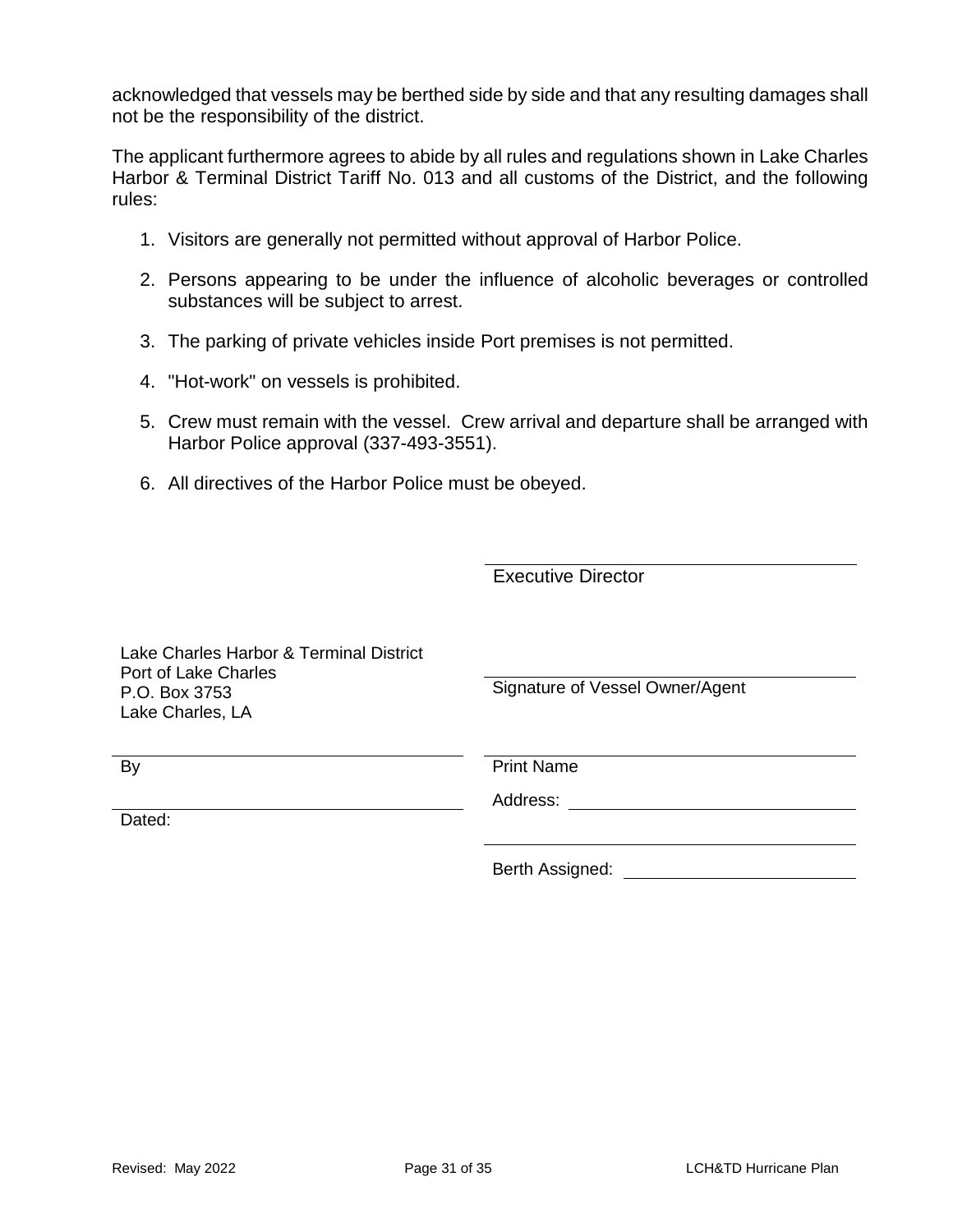acknowledged that vessels may be berthed side by side and that any resulting damages shall not be the responsibility of the district.

The applicant furthermore agrees to abide by all rules and regulations shown in Lake Charles Harbor & Terminal District Tariff No. 013 and all customs of the District, and the following rules:

1. Visitors are generally not permitted without approval of Harbor Police.
2. Persons appearing to be under the influence of alcoholic beverages or controlled substances will be subject to arrest.
3. The parking of private vehicles inside Port premises is not permitted.
4. "Hot-work" on vessels is prohibited.
5. Crew must remain with the vessel. Crew arrival and departure shall be arranged with Harbor Police approval (337-493-3551).
6. All directives of the Harbor Police must be obeyed.

\_\_\_\_\_\_\_\_\_\_\_\_\_\_\_\_\_\_\_\_\_\_\_\_\_\_\_\_\_\_\_\_
Executive Director

Lake Charles Harbor & Terminal District
Port of Lake Charles
P.O. Box 3753
Lake Charles, LA

\_\_\_\_\_\_\_\_\_\_\_\_\_\_\_\_\_\_\_\_\_\_\_\_\_\_\_\_\_\_\_\_
Signature of Vessel Owner/Agent

\_\_\_\_\_\_\_\_\_\_\_\_\_\_\_\_\_\_\_\_\_\_\_\_\_\_\_\_\_\_\_\_
By

\_\_\_\_\_\_\_\_\_\_\_\_\_\_\_\_\_\_\_\_\_\_\_\_\_\_\_\_\_\_\_\_
Dated:

\_\_\_\_\_\_\_\_\_\_\_\_\_\_\_\_\_\_\_\_\_\_\_\_\_\_\_\_\_\_\_\_
Print Name

Address: \_\_\_\_\_\_\_\_\_\_\_\_\_\_\_\_\_\_\_\_\_\_\_\_\_\_

\_\_\_\_\_\_\_\_\_\_\_\_\_\_\_\_\_\_\_\_\_\_\_\_\_\_\_\_\_\_\_\_

Berth Assigned: \_\_\_\_\_\_\_\_\_\_\_\_\_\_\_\_\_\_\_\_\_\_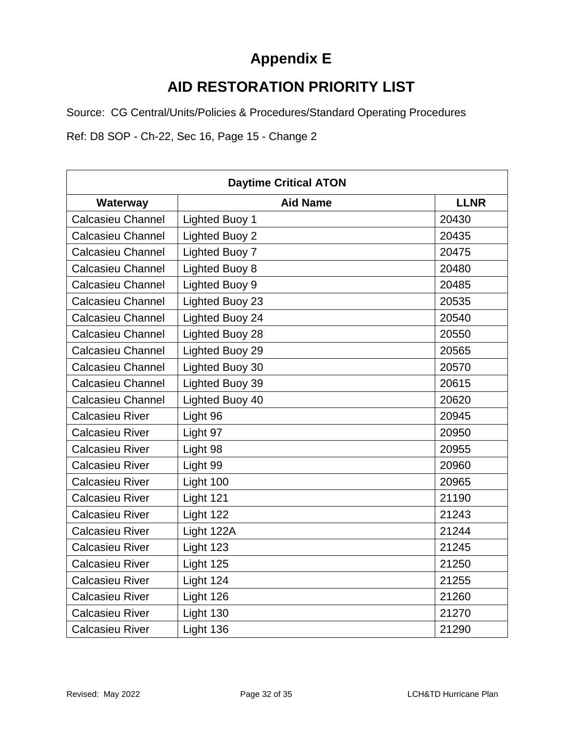# Appendix E

## AID RESTORATION PRIORITY LIST

Source: CG Central/Units/Policies & Procedures/Standard Operating Procedures

Ref: D8 SOP - Ch-22, Sec 16, Page 15 - Change 2

| Daytime Critical ATON | | |
|---|---|---|
| **Waterway** | **Aid Name** | **LLNR** |
| Calcasieu Channel | Lighted Buoy 1 | 20430 |
| Calcasieu Channel | Lighted Buoy 2 | 20435 |
| Calcasieu Channel | Lighted Buoy 7 | 20475 |
| Calcasieu Channel | Lighted Buoy 8 | 20480 |
| Calcasieu Channel | Lighted Buoy 9 | 20485 |
| Calcasieu Channel | Lighted Buoy 23 | 20535 |
| Calcasieu Channel | Lighted Buoy 24 | 20540 |
| Calcasieu Channel | Lighted Buoy 28 | 20550 |
| Calcasieu Channel | Lighted Buoy 29 | 20565 |
| Calcasieu Channel | Lighted Buoy 30 | 20570 |
| Calcasieu Channel | Lighted Buoy 39 | 20615 |
| Calcasieu Channel | Lighted Buoy 40 | 20620 |
| Calcasieu River | Light 96 | 20945 |
| Calcasieu River | Light 97 | 20950 |
| Calcasieu River | Light 98 | 20955 |
| Calcasieu River | Light 99 | 20960 |
| Calcasieu River | Light 100 | 20965 |
| Calcasieu River | Light 121 | 21190 |
| Calcasieu River | Light 122 | 21243 |
| Calcasieu River | Light 122A | 21244 |
| Calcasieu River | Light 123 | 21245 |
| Calcasieu River | Light 125 | 21250 |
| Calcasieu River | Light 124 | 21255 |
| Calcasieu River | Light 126 | 21260 |
| Calcasieu River | Light 130 | 21270 |
| Calcasieu River | Light 136 | 21290 |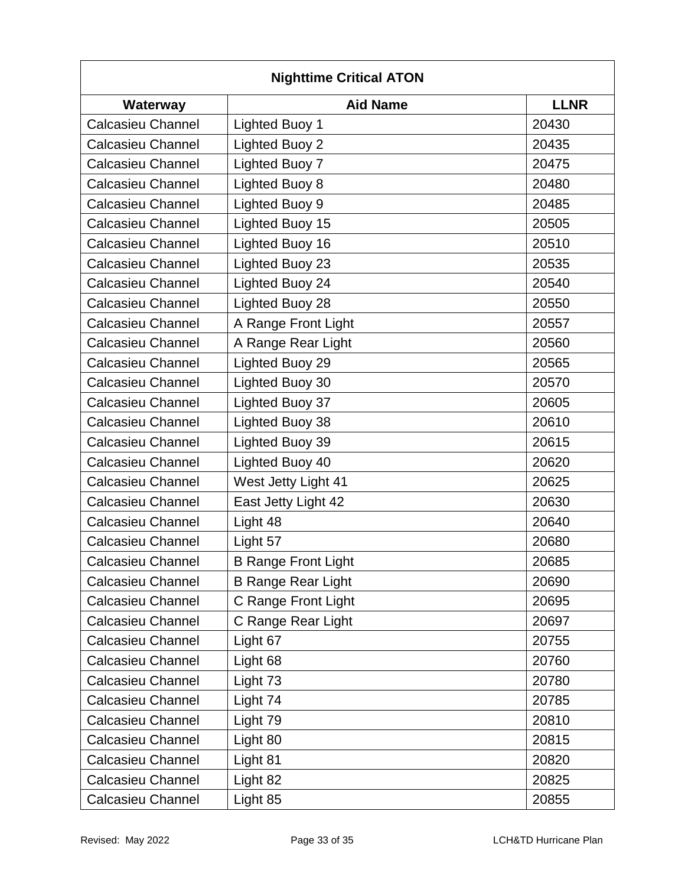| Nighttime Critical ATON | | |
|---|---|---|
| **Waterway** | **Aid Name** | **LLNR** |
| Calcasieu Channel | Lighted Buoy 1 | 20430 |
| Calcasieu Channel | Lighted Buoy 2 | 20435 |
| Calcasieu Channel | Lighted Buoy 7 | 20475 |
| Calcasieu Channel | Lighted Buoy 8 | 20480 |
| Calcasieu Channel | Lighted Buoy 9 | 20485 |
| Calcasieu Channel | Lighted Buoy 15 | 20505 |
| Calcasieu Channel | Lighted Buoy 16 | 20510 |
| Calcasieu Channel | Lighted Buoy 23 | 20535 |
| Calcasieu Channel | Lighted Buoy 24 | 20540 |
| Calcasieu Channel | Lighted Buoy 28 | 20550 |
| Calcasieu Channel | A Range Front Light | 20557 |
| Calcasieu Channel | A Range Rear Light | 20560 |
| Calcasieu Channel | Lighted Buoy 29 | 20565 |
| Calcasieu Channel | Lighted Buoy 30 | 20570 |
| Calcasieu Channel | Lighted Buoy 37 | 20605 |
| Calcasieu Channel | Lighted Buoy 38 | 20610 |
| Calcasieu Channel | Lighted Buoy 39 | 20615 |
| Calcasieu Channel | Lighted Buoy 40 | 20620 |
| Calcasieu Channel | West Jetty Light 41 | 20625 |
| Calcasieu Channel | East Jetty Light 42 | 20630 |
| Calcasieu Channel | Light 48 | 20640 |
| Calcasieu Channel | Light 57 | 20680 |
| Calcasieu Channel | B Range Front Light | 20685 |
| Calcasieu Channel | B Range Rear Light | 20690 |
| Calcasieu Channel | C Range Front Light | 20695 |
| Calcasieu Channel | C Range Rear Light | 20697 |
| Calcasieu Channel | Light 67 | 20755 |
| Calcasieu Channel | Light 68 | 20760 |
| Calcasieu Channel | Light 73 | 20780 |
| Calcasieu Channel | Light 74 | 20785 |
| Calcasieu Channel | Light 79 | 20810 |
| Calcasieu Channel | Light 80 | 20815 |
| Calcasieu Channel | Light 81 | 20820 |
| Calcasieu Channel | Light 82 | 20825 |
| Calcasieu Channel | Light 85 | 20855 |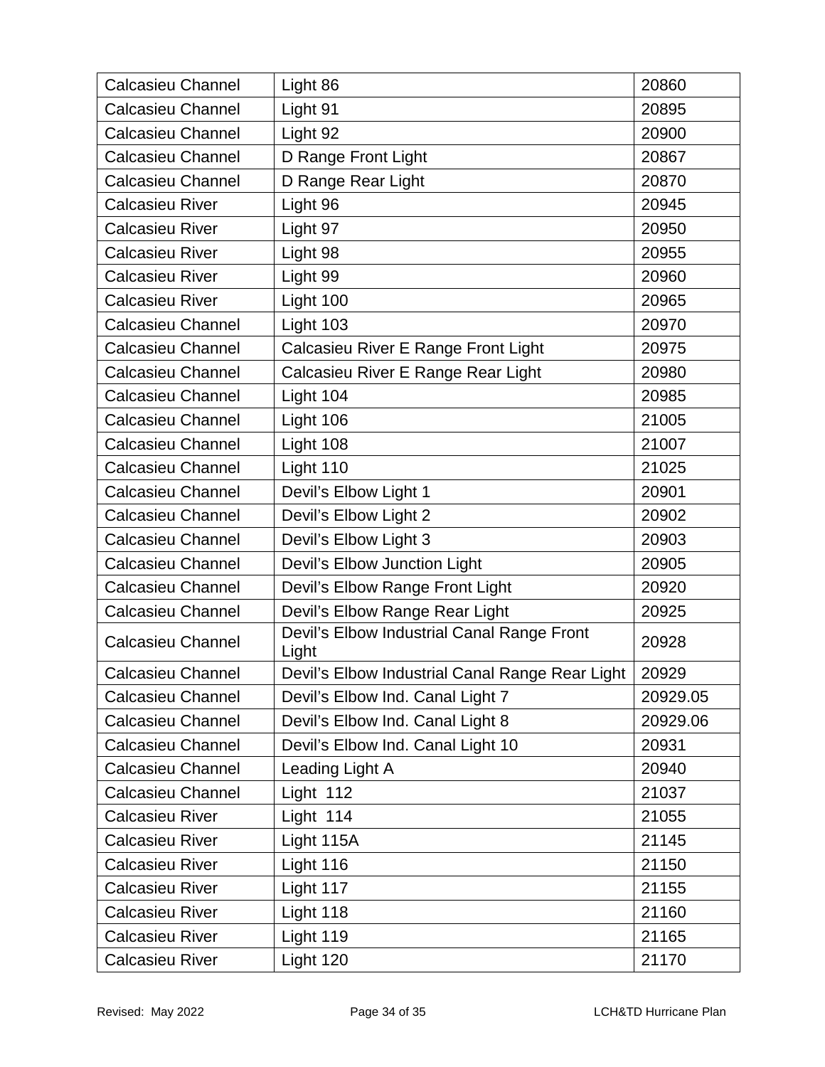| Calcasieu Channel | Light 86 | 20860 |
|---|---|---|
| Calcasieu Channel | Light 91 | 20895 |
| Calcasieu Channel | Light 92 | 20900 |
| Calcasieu Channel | D Range Front Light | 20867 |
| Calcasieu Channel | D Range Rear Light | 20870 |
| Calcasieu River | Light 96 | 20945 |
| Calcasieu River | Light 97 | 20950 |
| Calcasieu River | Light 98 | 20955 |
| Calcasieu River | Light 99 | 20960 |
| Calcasieu River | Light 100 | 20965 |
| Calcasieu Channel | Light 103 | 20970 |
| Calcasieu Channel | Calcasieu River E Range Front Light | 20975 |
| Calcasieu Channel | Calcasieu River E Range Rear Light | 20980 |
| Calcasieu Channel | Light 104 | 20985 |
| Calcasieu Channel | Light 106 | 21005 |
| Calcasieu Channel | Light 108 | 21007 |
| Calcasieu Channel | Light 110 | 21025 |
| Calcasieu Channel | Devil’s Elbow Light 1 | 20901 |
| Calcasieu Channel | Devil’s Elbow Light 2 | 20902 |
| Calcasieu Channel | Devil’s Elbow Light 3 | 20903 |
| Calcasieu Channel | Devil’s Elbow Junction Light | 20905 |
| Calcasieu Channel | Devil’s Elbow Range Front Light | 20920 |
| Calcasieu Channel | Devil’s Elbow Range Rear Light | 20925 |
| Calcasieu Channel | Devil’s Elbow Industrial Canal Range Front Light | 20928 |
| Calcasieu Channel | Devil’s Elbow Industrial Canal Range Rear Light | 20929 |
| Calcasieu Channel | Devil’s Elbow Ind. Canal Light 7 | 20929.05 |
| Calcasieu Channel | Devil’s Elbow Ind. Canal Light 8 | 20929.06 |
| Calcasieu Channel | Devil’s Elbow Ind. Canal Light 10 | 20931 |
| Calcasieu Channel | Leading Light A | 20940 |
| Calcasieu Channel | Light 112 | 21037 |
| Calcasieu River | Light 114 | 21055 |
| Calcasieu River | Light 115A | 21145 |
| Calcasieu River | Light 116 | 21150 |
| Calcasieu River | Light 117 | 21155 |
| Calcasieu River | Light 118 | 21160 |
| Calcasieu River | Light 119 | 21165 |
| Calcasieu River | Light 120 | 21170 |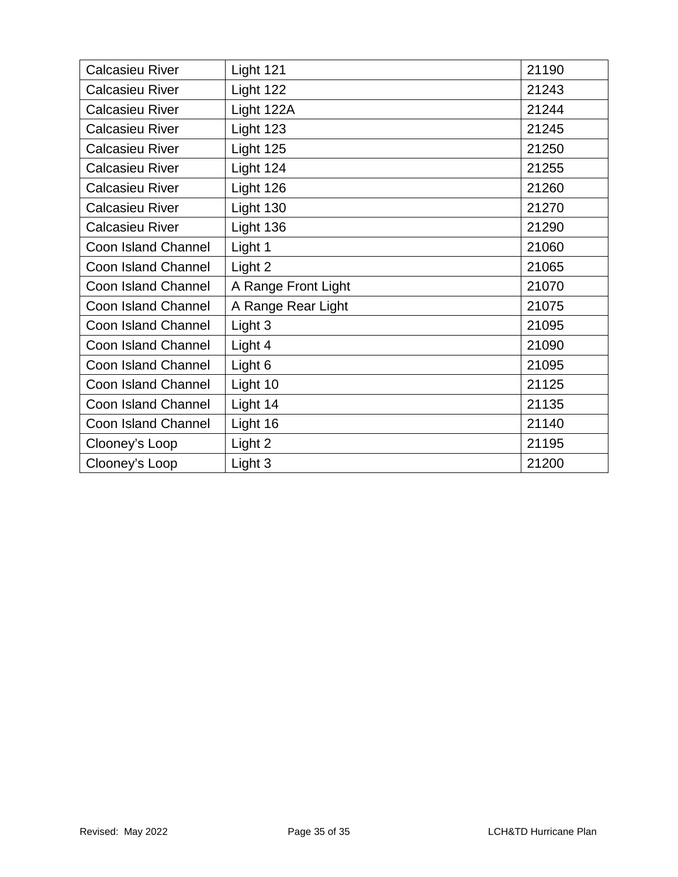| | | |
|---|---|---|
| Calcasieu River | Light 121 | 21190 |
| Calcasieu River | Light 122 | 21243 |
| Calcasieu River | Light 122A | 21244 |
| Calcasieu River | Light 123 | 21245 |
| Calcasieu River | Light 125 | 21250 |
| Calcasieu River | Light 124 | 21255 |
| Calcasieu River | Light 126 | 21260 |
| Calcasieu River | Light 130 | 21270 |
| Calcasieu River | Light 136 | 21290 |
| Coon Island Channel | Light 1 | 21060 |
| Coon Island Channel | Light 2 | 21065 |
| Coon Island Channel | A Range Front Light | 21070 |
| Coon Island Channel | A Range Rear Light | 21075 |
| Coon Island Channel | Light 3 | 21095 |
| Coon Island Channel | Light 4 | 21090 |
| Coon Island Channel | Light 6 | 21095 |
| Coon Island Channel | Light 10 | 21125 |
| Coon Island Channel | Light 14 | 21135 |
| Coon Island Channel | Light 16 | 21140 |
| Clooney's Loop | Light 2 | 21195 |
| Clooney's Loop | Light 3 | 21200 |